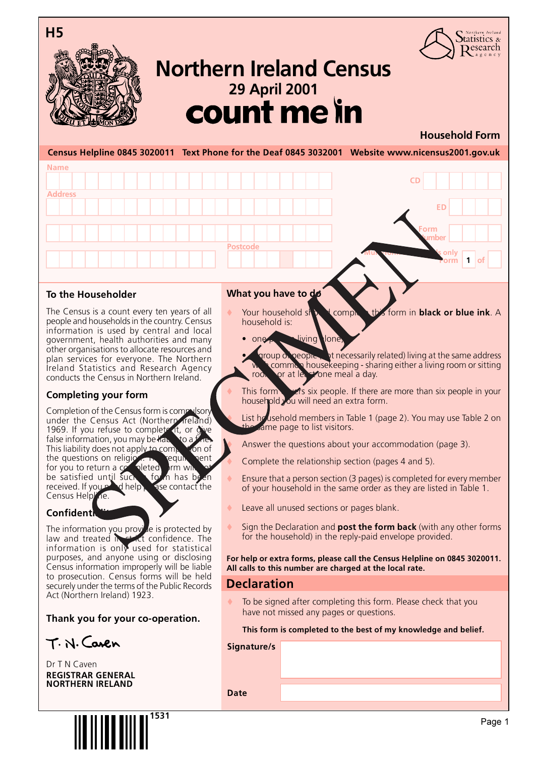H5

# Northern Ireland Census

**29 April 2001**

**count me in**

Northern Ireland Statistics & Research Agency

**Household Form**

**Census Helpline 0845 3020011 Text Phone for the Deaf 0845 3032001 Website www.nicensus2001.gov.uk**

Name

Address

Postcode

CD

ED

Form Number

Multi-form: This is only form 1 of

SPECIMEN

## To the Householder

The Census is a count every ten years of all people and households in the country. Census information is used by central and local government, health authorities and many other organisations to allocate resources and plan services for everyone. The Northern Ireland Statistics and Research Agency conducts the Census in Northern Ireland.

## Completing your form

Completion of the Census form is compulsory under the Census Act (Northern Ireland) 1969. If you refuse to complete it, or give false information, you may be liable to a fine. This liability does not apply to completion of the questions on religion. The requirement for you to return a completed form will not be satisfied until such a form has been received. If you need help please contact the Census Helpline.

## Confidentiality

The information you provide is protected by law and treated in strict confidence. The information is only used for statistical purposes, and anyone using or disclosing Census information improperly will be liable to prosecution. Census forms will be held securely under the terms of the Public Records Act (Northern Ireland) 1923.

**Thank you for your co-operation.**

T. N. Caven

Dr T N Caven
**REGISTRAR GENERAL**
**NORTHERN IRELAND**

## What you have to do

- Your household should complete this form in **black or blue ink**. A household is:
  - one person living alone, or
  - a group of people (not necessarily related) living at the same address with common housekeeping - sharing either a living room or sitting room or at least one meal a day.
- This form covers six people. If there are more than six people in your household you will need an extra form.
- List household members in Table 1 (page 2). You may use Table 2 on the same page to list visitors.
- Answer the questions about your accommodation (page 3).
- Complete the relationship section (pages 4 and 5).
- Ensure that a person section (3 pages) is completed for every member of your household in the same order as they are listed in Table 1.
- Leave all unused sections or pages blank.
- Sign the Declaration and **post the form back** (with any other forms for the household) in the reply-paid envelope provided.

**For help or extra forms, please call the Census Helpline on 0845 3020011. All calls to this number are charged at the local rate.**

## Declaration

- To be signed after completing this form. Please check that you have not missed any pages or questions.

**This form is completed to the best of my knowledge and belief.**

**Signature/s**

**Date**

1531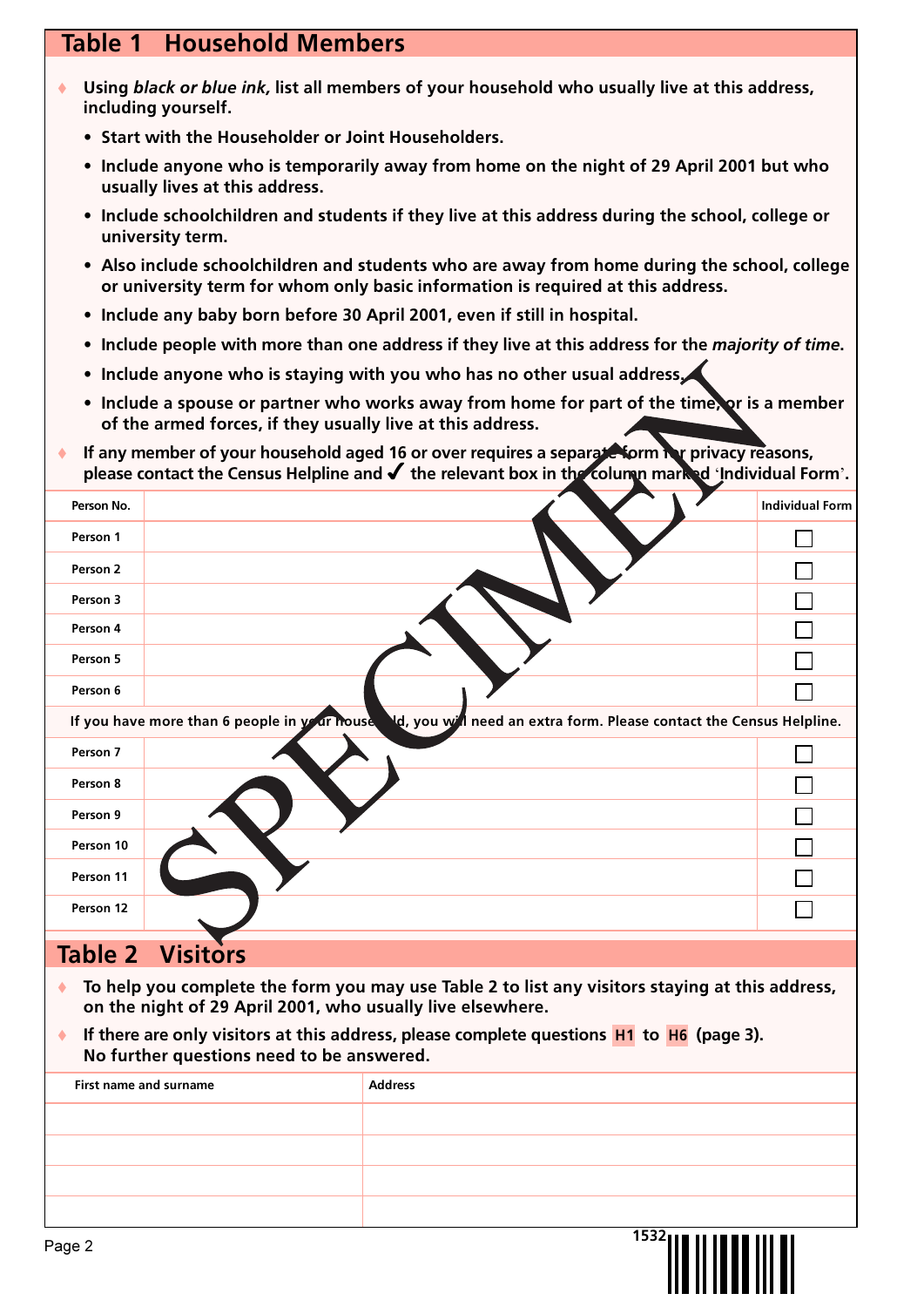## Table 1 Household Members

- Using *black or blue ink,* list all members of your household who usually live at this address, including yourself.
  - Start with the Householder or Joint Householders.
  - Include anyone who is temporarily away from home on the night of 29 April 2001 but who usually lives at this address.
  - Include schoolchildren and students if they live at this address during the school, college or university term.
  - Also include schoolchildren and students who are away from home during the school, college or university term for whom only basic information is required at this address.
  - Include any baby born before 30 April 2001, even if still in hospital.
  - Include people with more than one address if they live at this address for the *majority of time*.
  - Include anyone who is staying with you who has no other usual address.
  - Include a spouse or partner who works away from home for part of the time, or is a member of the armed forces, if they usually live at this address.
- If any member of your household aged 16 or over requires a separate form for privacy reasons, please contact the Census Helpline and ✓ the relevant box in the column marked 'Individual Form'.

| Person No. | | Individual Form |
|---|---|---|
| Person 1 | | ☐ |
| Person 2 | | ☐ |
| Person 3 | | ☐ |
| Person 4 | | ☐ |
| Person 5 | | ☐ |
| Person 6 | | ☐ |
| If you have more than 6 people in your household, you will need an extra form. Please contact the Census Helpline. | | |
| Person 7 | | ☐ |
| Person 8 | | ☐ |
| Person 9 | | ☐ |
| Person 10 | | ☐ |
| Person 11 | | ☐ |
| Person 12 | | ☐ |

SPECIMEN

## Table 2 Visitors

- To help you complete the form you may use Table 2 to list any visitors staying at this address, on the night of 29 April 2001, who usually live elsewhere.
- If there are only visitors at this address, please complete questions **H1** to **H6** (page 3). No further questions need to be answered.

| First name and surname | Address |
|---|---|
| | |
| | |
| | |
| | |

1532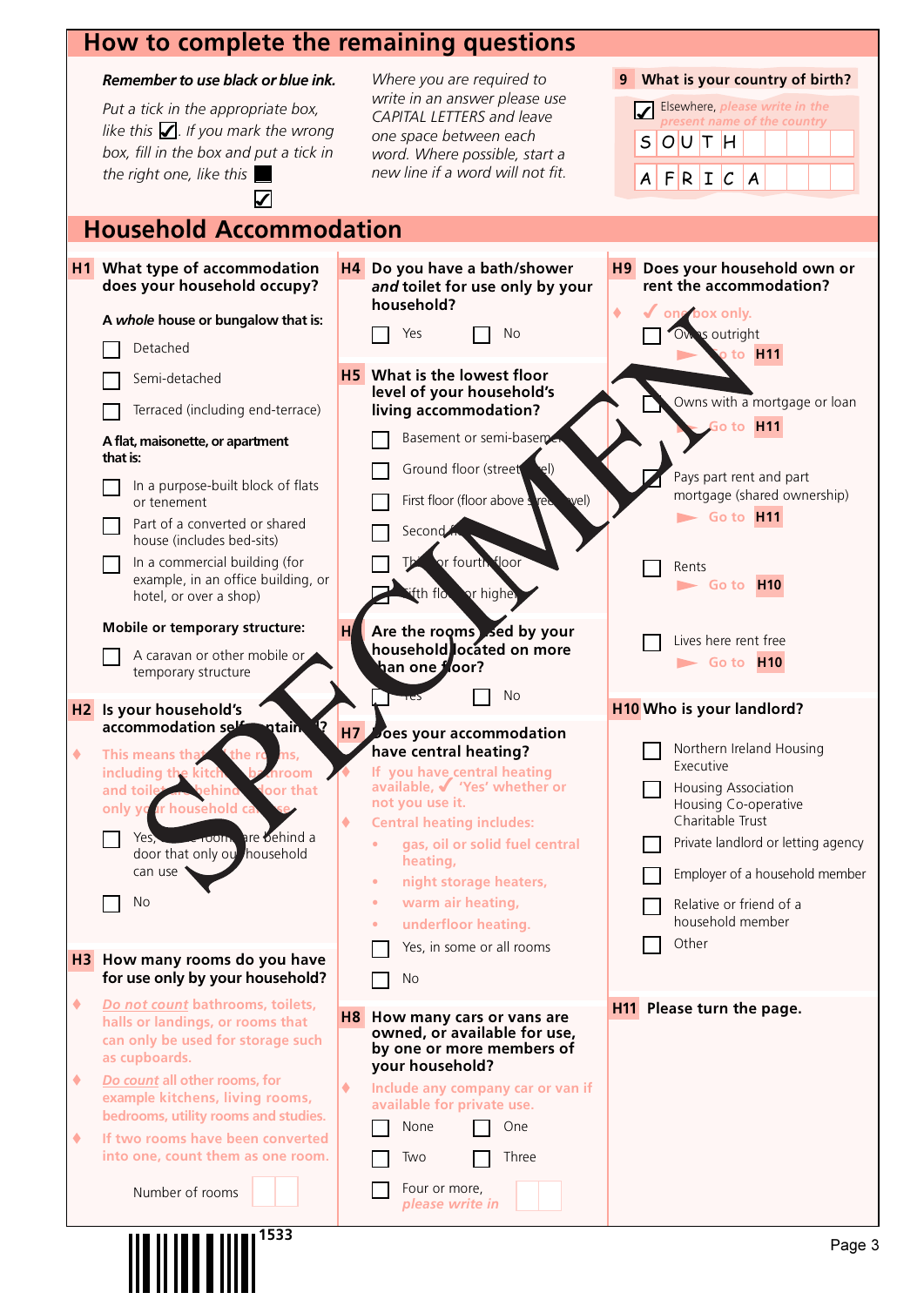## How to complete the remaining questions

***Remember to use black or blue ink.***

*Put a tick in the appropriate box, like this ☑. If you mark the wrong box, fill in the box and put a tick in the right one, like this ■ ☑*

*Where you are required to write in an answer please use CAPITAL LETTERS and leave one space between each word. Where possible, start a new line if a word will not fit.*

**9 What is your country of birth?**

☑ Elsewhere, *please write in the present name of the country*

S O U T H
A F R I C A

## Household Accommodation

**H1 What type of accommodation does your household occupy?**

**A *whole* house or bungalow that is:**

- ☐ Detached
- ☐ Semi-detached
- ☐ Terraced (including end-terrace)

**A flat, maisonette, or apartment that is:**

- ☐ In a purpose-built block of flats or tenement
- ☐ Part of a converted or shared house (includes bed-sits)
- ☐ In a commercial building (for example, in an office building, or hotel, or over a shop)

**Mobile or temporary structure:**

- ☐ A caravan or other mobile or temporary structure

**H2 Is your household's accommodation self-contained?**

- This means that all the rooms, including the kitchen, bathroom and toilet, are behind a door that only your household can use.

- ☐ Yes, all the rooms are behind a door that only our household can use
- ☐ No

**H3 How many rooms do you have for use only by your household?**

- *Do not count* bathrooms, toilets, halls or landings, or rooms that can only be used for storage such as cupboards.
- *Do count* all other rooms, for example kitchens, living rooms, bedrooms, utility rooms and studies.
- If two rooms have been converted into one, count them as one room.

Number of rooms ☐☐

**H4 Do you have a bath/shower *and* toilet for use only by your household?**

- ☐ Yes ☐ No

**H5 What is the lowest floor level of your household's living accommodation?**

- ☐ Basement or semi-basement
- ☐ Ground floor (street level)
- ☐ First floor (floor above street level)
- ☐ Second floor
- ☐ Third or fourth floor
- ☐ Fifth floor or higher

**H6 Are the rooms used by your household located on more than one floor?**

- ☐ Yes ☐ No

**H7 Does your accommodation have central heating?**

- If you have central heating available, ✓ 'Yes' whether or not you use it.
- Central heating includes:
  - gas, oil or solid fuel central heating,
  - night storage heaters,
  - warm air heating,
  - underfloor heating.

- ☐ Yes, in some or all rooms
- ☐ No

**H8 How many cars or vans are owned, or available for use, by one or more members of your household?**

- Include any company car or van if available for private use.

- ☐ None ☐ One
- ☐ Two ☐ Three
- ☐ Four or more, *please write in* ☐☐

**H9 Does your household own or rent the accommodation?**

- ✓ one box only.

- ☐ Owns outright ► Go to **H11**
- ☐ Owns with a mortgage or loan ► Go to **H11**
- ☐ Pays part rent and part mortgage (shared ownership) ► Go to **H11**
- ☐ Rents ► Go to **H10**
- ☐ Lives here rent free ► Go to **H10**

**H10 Who is your landlord?**

- ☐ Northern Ireland Housing Executive
- ☐ Housing Association Housing Co-operative Charitable Trust
- ☐ Private landlord or letting agency
- ☐ Employer of a household member
- ☐ Relative or friend of a household member
- ☐ Other

**H11 Please turn the page.**

1533

SPECIMEN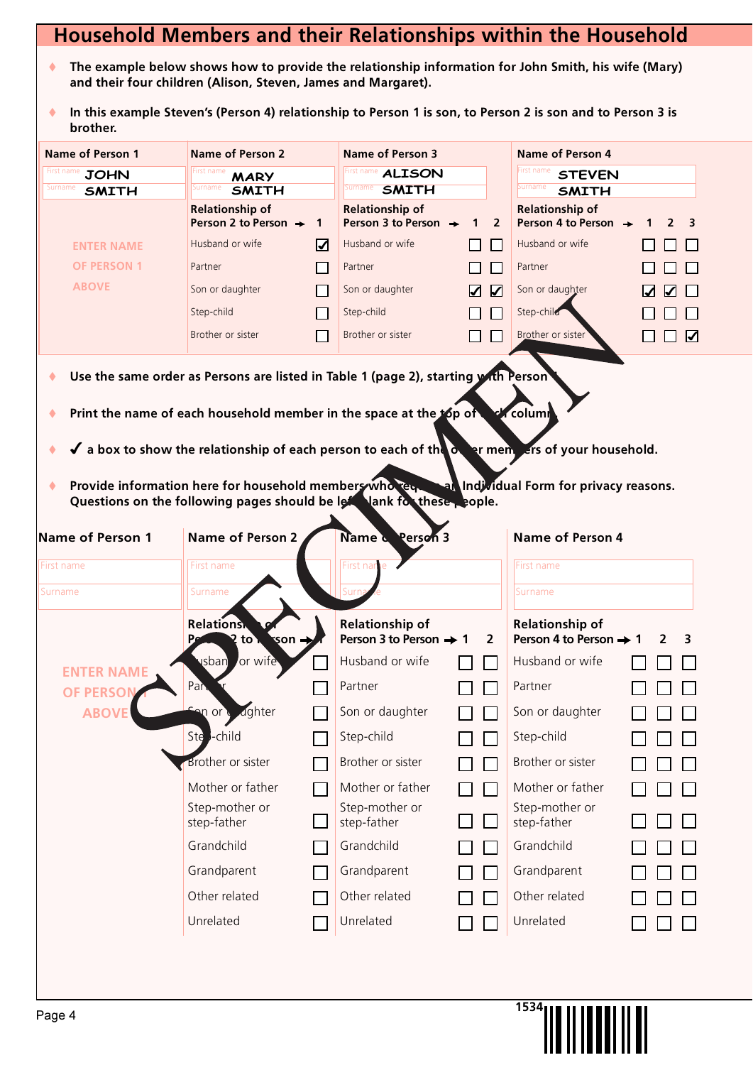# Household Members and their Relationships within the Household

- **The example below shows how to provide the relationship information for John Smith, his wife (Mary) and their four children (Alison, Steven, James and Margaret).**
- **In this example Steven's (Person 4) relationship to Person 1 is son, to Person 2 is son and to Person 3 is brother.**

| Name of Person 1 | Name of Person 2 | | Name of Person 3 | | | Name of Person 4 | | | |
|---|---|---|---|---|---|---|---|---|---|
| First name JOHN | First name MARY | | First name ALISON | | | First name STEVEN | | | |
| Surname SMITH | Surname SMITH | | Surname SMITH | | | Surname SMITH | | | |
| | **Relationship of Person 2 to Person →** | **1** | **Relationship of Person 3 to Person →** | **1** | **2** | **Relationship of Person 4 to Person →** | **1** | **2** | **3** |
| ENTER NAME OF PERSON 1 ABOVE | Husband or wife | ☑ | Husband or wife | ☐ | ☐ | Husband or wife | ☐ | ☐ | ☐ |
| | Partner | ☐ | Partner | ☐ | ☐ | Partner | ☐ | ☐ | ☐ |
| | Son or daughter | ☐ | Son or daughter | ☑ | ☑ | Son or daughter | ☑ | ☑ | ☐ |
| | Step-child | ☐ | Step-child | ☐ | ☐ | Step-child | ☐ | ☐ | ☐ |
| | Brother or sister | ☐ | Brother or sister | ☐ | ☐ | Brother or sister | ☐ | ☐ | ☑ |

- **Use the same order as Persons are listed in Table 1 (page 2), starting with Person 1.**
- **Print the name of each household member in the space at the top of each column.**
- **✓ a box to show the relationship of each person to each of the other members of your household.**
- **Provide information here for household members who request an Individual Form for privacy reasons. Questions on the following pages should be left blank for these people.**

SPECIMEN

| Name of Person 1 | Name of Person 2 | | Name of Person 3 | | | Name of Person 4 | | | |
|---|---|---|---|---|---|---|---|---|---|
| First name | First name | | First name | | | First name | | | |
| Surname | Surname | | Surname | | | Surname | | | |
| | **Relationship of Person 2 to Person →** | **1** | **Relationship of Person 3 to Person →** | **1** | **2** | **Relationship of Person 4 to Person →** | **1** | **2** | **3** |
| ENTER NAME OF PERSON 1 ABOVE | Husband or wife | ☐ | Husband or wife | ☐ | ☐ | Husband or wife | ☐ | ☐ | ☐ |
| | Partner | ☐ | Partner | ☐ | ☐ | Partner | ☐ | ☐ | ☐ |
| | Son or daughter | ☐ | Son or daughter | ☐ | ☐ | Son or daughter | ☐ | ☐ | ☐ |
| | Step-child | ☐ | Step-child | ☐ | ☐ | Step-child | ☐ | ☐ | ☐ |
| | Brother or sister | ☐ | Brother or sister | ☐ | ☐ | Brother or sister | ☐ | ☐ | ☐ |
| | Mother or father | ☐ | Mother or father | ☐ | ☐ | Mother or father | ☐ | ☐ | ☐ |
| | Step-mother or step-father | ☐ | Step-mother or step-father | ☐ | ☐ | Step-mother or step-father | ☐ | ☐ | ☐ |
| | Grandchild | ☐ | Grandchild | ☐ | ☐ | Grandchild | ☐ | ☐ | ☐ |
| | Grandparent | ☐ | Grandparent | ☐ | ☐ | Grandparent | ☐ | ☐ | ☐ |
| | Other related | ☐ | Other related | ☐ | ☐ | Other related | ☐ | ☐ | ☐ |
| | Unrelated | ☐ | Unrelated | ☐ | ☐ | Unrelated | ☐ | ☐ | ☐ |

1534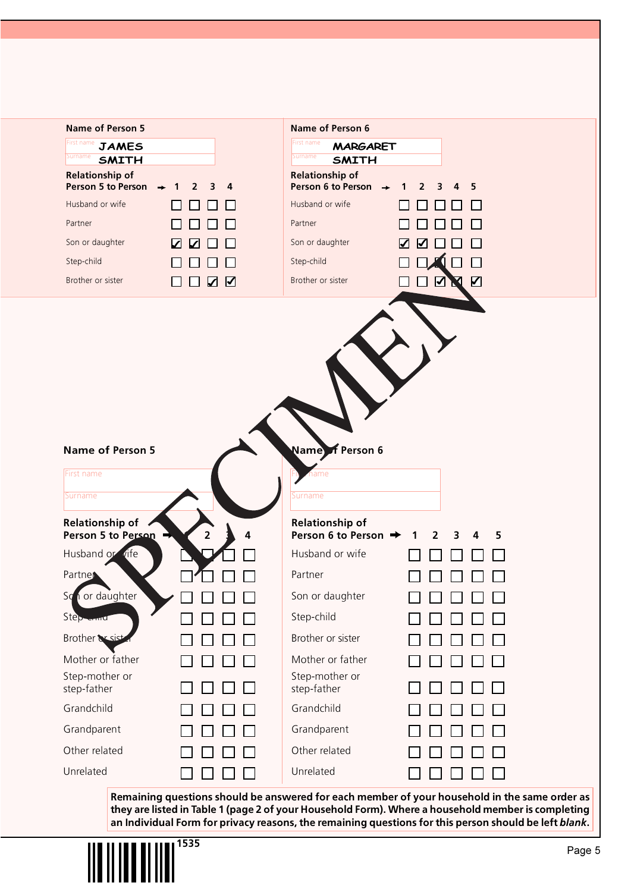**Name of Person 5**

First name: JAMES
Surname: SMITH

**Relationship of Person 5 to Person** →

| | 1 | 2 | 3 | 4 |
|---|---|---|---|---|
| Husband or wife | ☐ | ☐ | ☐ | ☐ |
| Partner | ☐ | ☐ | ☐ | ☐ |
| Son or daughter | ☑ | ☑ | ☐ | ☐ |
| Step-child | ☐ | ☐ | ☐ | ☐ |
| Brother or sister | ☐ | ☐ | ☑ | ☑ |

**Name of Person 6**

First name: MARGARET
Surname: SMITH

**Relationship of Person 6 to Person** →

| | 1 | 2 | 3 | 4 | 5 |
|---|---|---|---|---|---|
| Husband or wife | ☐ | ☐ | ☐ | ☐ | ☐ |
| Partner | ☐ | ☐ | ☐ | ☐ | ☐ |
| Son or daughter | ☑ | ☑ | ☐ | ☐ | ☐ |
| Step-child | ☐ | ☐ | ☐ | ☐ | ☐ |
| Brother or sister | ☐ | ☐ | ☑ | ☑ | ☑ |

SPECIMEN

**Name of Person 5**

First name

Surname

**Relationship of Person 5 to Person** →

| | 1 | 2 | 3 | 4 |
|---|---|---|---|---|
| Husband or wife | ☐ | ☐ | ☐ | ☐ |
| Partner | ☐ | ☐ | ☐ | ☐ |
| Son or daughter | ☐ | ☐ | ☐ | ☐ |
| Step-child | ☐ | ☐ | ☐ | ☐ |
| Brother or sister | ☐ | ☐ | ☐ | ☐ |
| Mother or father | ☐ | ☐ | ☐ | ☐ |
| Step-mother or step-father | ☐ | ☐ | ☐ | ☐ |
| Grandchild | ☐ | ☐ | ☐ | ☐ |
| Grandparent | ☐ | ☐ | ☐ | ☐ |
| Other related | ☐ | ☐ | ☐ | ☐ |
| Unrelated | ☐ | ☐ | ☐ | ☐ |

**Name of Person 6**

First name

Surname

**Relationship of Person 6 to Person** →

| | 1 | 2 | 3 | 4 | 5 |
|---|---|---|---|---|---|
| Husband or wife | ☐ | ☐ | ☐ | ☐ | ☐ |
| Partner | ☐ | ☐ | ☐ | ☐ | ☐ |
| Son or daughter | ☐ | ☐ | ☐ | ☐ | ☐ |
| Step-child | ☐ | ☐ | ☐ | ☐ | ☐ |
| Brother or sister | ☐ | ☐ | ☐ | ☐ | ☐ |
| Mother or father | ☐ | ☐ | ☐ | ☐ | ☐ |
| Step-mother or step-father | ☐ | ☐ | ☐ | ☐ | ☐ |
| Grandchild | ☐ | ☐ | ☐ | ☐ | ☐ |
| Grandparent | ☐ | ☐ | ☐ | ☐ | ☐ |
| Other related | ☐ | ☐ | ☐ | ☐ | ☐ |
| Unrelated | ☐ | ☐ | ☐ | ☐ | ☐ |

**Remaining questions should be answered for each member of your household in the same order as they are listed in Table 1 (page 2 of your Household Form). Where a household member is completing an Individual Form for privacy reasons, the remaining questions for this person should be left *blank*.**

1535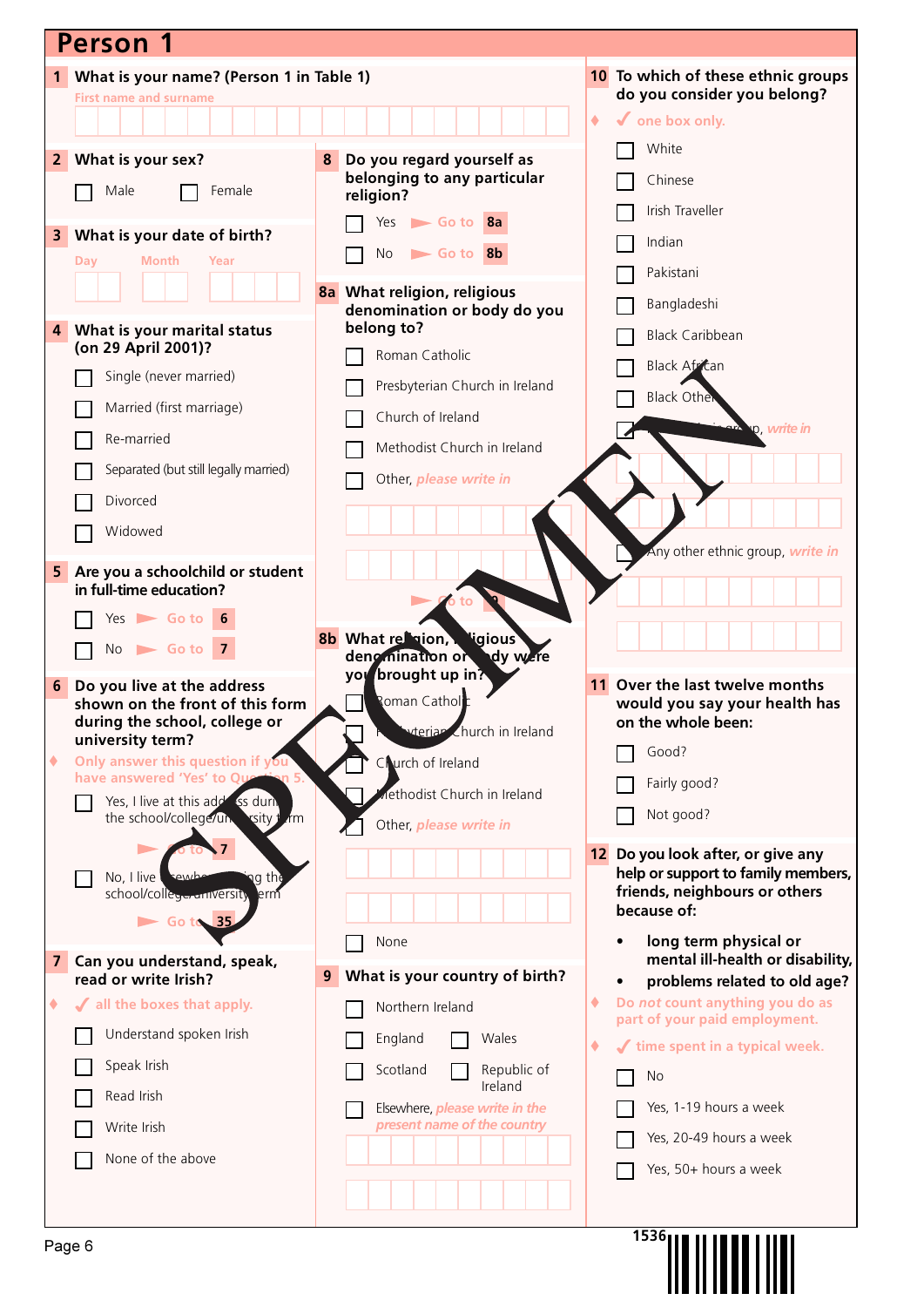# Person 1

**1 What is your name? (Person 1 in Table 1)**

First name and surname

**2 What is your sex?**

- ☐ Male
- ☐ Female

**3 What is your date of birth?**

Day | Month | Year

**4 What is your marital status (on 29 April 2001)?**

- ☐ Single (never married)
- ☐ Married (first marriage)
- ☐ Re-married
- ☐ Separated (but still legally married)
- ☐ Divorced
- ☐ Widowed

**5 Are you a schoolchild or student in full-time education?**

- ☐ Yes ► Go to **6**
- ☐ No ► Go to **7**

**6 Do you live at the address shown on the front of this form during the school, college or university term?**

♦ Only answer this question if you have answered 'Yes' to Question 5.

- ☐ Yes, I live at this address during the school/college/university term ► Go to **7**
- ☐ No, I live elsewhere during the school/college/university term ► Go to **35**

**7 Can you understand, speak, read or write Irish?**

♦ ✓ all the boxes that apply.

- ☐ Understand spoken Irish
- ☐ Speak Irish
- ☐ Read Irish
- ☐ Write Irish
- ☐ None of the above

**8 Do you regard yourself as belonging to any particular religion?**

- ☐ Yes ► Go to **8a**
- ☐ No ► Go to **8b**

**8a What religion, religious denomination or body do you belong to?**

- ☐ Roman Catholic
- ☐ Presbyterian Church in Ireland
- ☐ Church of Ireland
- ☐ Methodist Church in Ireland
- ☐ Other, *please write in*

► Go to **9**

**8b What religion, religious denomination or body were you brought up in?**

- ☐ Roman Catholic
- ☐ Presbyterian Church in Ireland
- ☐ Church of Ireland
- ☐ Methodist Church in Ireland
- ☐ Other, *please write in*
- ☐ None

**9 What is your country of birth?**

- ☐ Northern Ireland
- ☐ England
- ☐ Wales
- ☐ Scotland
- ☐ Republic of Ireland
- ☐ Elsewhere, *please write in the present name of the country*

**10 To which of these ethnic groups do you consider you belong?**

♦ ✓ one box only.

- ☐ White
- ☐ Chinese
- ☐ Irish Traveller
- ☐ Indian
- ☐ Pakistani
- ☐ Bangladeshi
- ☐ Black Caribbean
- ☐ Black African
- ☐ Black Other
- ☐ Mixed ethnic group, *write in*
- ☐ Any other ethnic group, *write in*

**11 Over the last twelve months would you say your health has on the whole been:**

- ☐ Good?
- ☐ Fairly good?
- ☐ Not good?

**12 Do you look after, or give any help or support to family members, friends, neighbours or others because of:**

- **long term physical or mental ill-health or disability,**
- **problems related to old age?**

♦ Do *not* count anything you do as part of your paid employment.

♦ ✓ time spent in a typical week.

- ☐ No
- ☐ Yes, 1-19 hours a week
- ☐ Yes, 20-49 hours a week
- ☐ Yes, 50+ hours a week

SPECIMEN

1536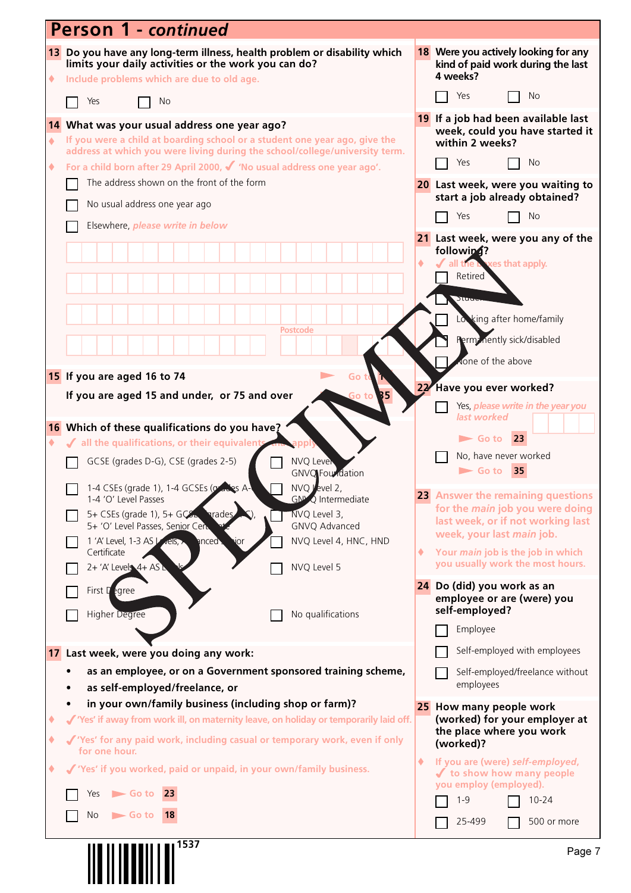# Person 1 - *continued*

**13 Do you have any long-term illness, health problem or disability which limits your daily activities or the work you can do?**

- Include problems which are due to old age.

☐ Yes ☐ No

**14 What was your usual address one year ago?**

- If you were a child at boarding school or a student one year ago, give the address at which you were living during the school/college/university term.
- For a child born after 29 April 2000, ✓ 'No usual address one year ago'.

☐ The address shown on the front of the form

☐ No usual address one year ago

☐ Elsewhere, *please write in below*

Postcode

**15 If you are aged 16 to 74** ► Go to 16

**If you are aged 15 and under, or 75 and over** ► Go to 35

**16 Which of these qualifications do you have?**

- ✓ all the qualifications, or their equivalents, that apply.

☐ GCSE (grades D-G), CSE (grades 2-5)

☐ 1-4 CSEs (grade 1), 1-4 GCSEs (grades A-C), 1-4 'O' Level Passes

☐ 5+ CSEs (grade 1), 5+ GCSEs (grades A-C), 5+ 'O' Level Passes, Senior Certificate

☐ 1 'A' Level, 1-3 AS Levels, Advanced Senior Certificate

☐ 2+ 'A' Levels, 4+ AS Levels

☐ First Degree

☐ Higher Degree

☐ NVQ Level 1, GNVQ Foundation

☐ NVQ Level 2, GNVQ Intermediate

☐ NVQ Level 3, GNVQ Advanced

☐ NVQ Level 4, HNC, HND

☐ NVQ Level 5

☐ No qualifications

**17 Last week, were you doing any work:**

- **as an employee, or on a Government sponsored training scheme,**
- **as self-employed/freelance, or**
- **in your own/family business (including shop or farm)?**

- ✓ 'Yes' if away from work ill, on maternity leave, on holiday or temporarily laid off.
- ✓ 'Yes' for any paid work, including casual or temporary work, even if only for one hour.
- ✓ 'Yes' if you worked, paid or unpaid, in your own/family business.

☐ Yes ► Go to 23

☐ No ► Go to 18

**18 Were you actively looking for any kind of paid work during the last 4 weeks?**

☐ Yes ☐ No

**19 If a job had been available last week, could you have started it within 2 weeks?**

☐ Yes ☐ No

**20 Last week, were you waiting to start a job already obtained?**

☐ Yes ☐ No

**21 Last week, were you any of the following?**

- ✓ all the boxes that apply.

☐ Retired

☐ Student

☐ Looking after home/family

☐ Permanently sick/disabled

☐ None of the above

**22 Have you ever worked?**

☐ Yes, *please write in the year you last worked* ► Go to 23

☐ No, have never worked ► Go to 35

**23 Answer the remaining questions for the *main* job you were doing last week, or if not working last week, your last *main* job.**

- Your *main* job is the job in which you usually work the most hours.

**24 Do (did) you work as an employee or are (were) you self-employed?**

☐ Employee

☐ Self-employed with employees

☐ Self-employed/freelance without employees

**25 How many people work (worked) for your employer at the place where you work (worked)?**

- If you are (were) *self-employed*, ✓ to show how many people you employ (employed).

☐ 1-9 ☐ 10-24

☐ 25-499 ☐ 500 or more

1537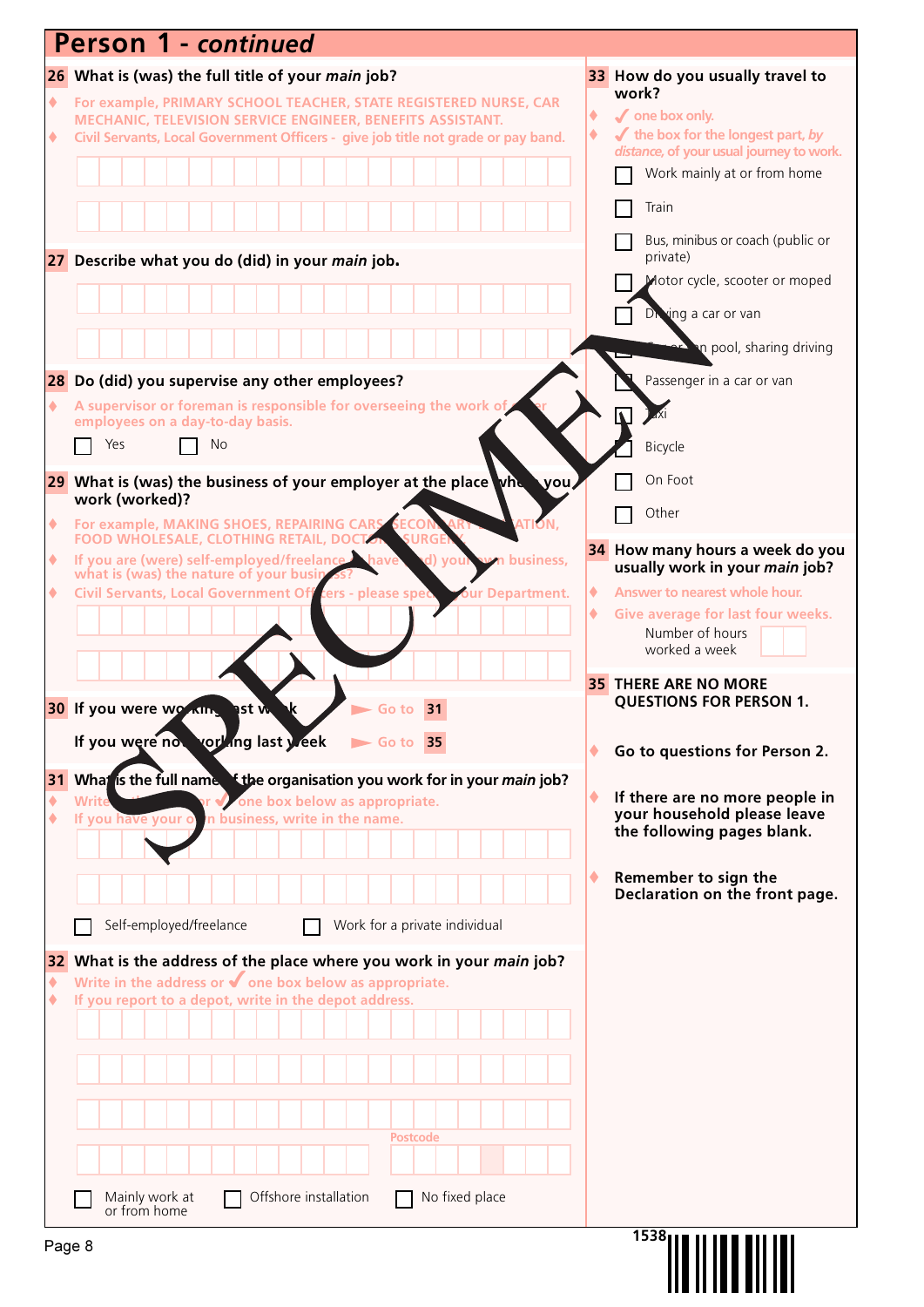## Person 1 - *continued*

**26 What is (was) the full title of your *main* job?**

- For example, PRIMARY SCHOOL TEACHER, STATE REGISTERED NURSE, CAR MECHANIC, TELEVISION SERVICE ENGINEER, BENEFITS ASSISTANT.
- Civil Servants, Local Government Officers - give job title not grade or pay band.

**27 Describe what you do (did) in your *main* job.**

**28 Do (did) you supervise any other employees?**

- A supervisor or foreman is responsible for overseeing the work of other employees on a day-to-day basis.

☐ Yes ☐ No

**29 What is (was) the business of your employer at the place where you work (worked)?**

- For example, MAKING SHOES, REPAIRING CARS, SECONDARY EDUCATION, FOOD WHOLESALE, CLOTHING RETAIL, DOCTORS SURGERY.
- If you are (were) self-employed/freelance or have (had) your own business, what is (was) the nature of your business?
- Civil Servants, Local Government Officers - please specify your Department.

**30** If you were working last week ► Go to **31**

If you were not working last week ► Go to **35**

**31 What is the full name of the organisation you work for in your *main* job?**

- Write in the name or ✓ one box below as appropriate.
- If you have your own business, write in the name.

☐ Self-employed/freelance ☐ Work for a private individual

**32 What is the address of the place where you work in your *main* job?**

- Write in the address or ✓ one box below as appropriate.
- If you report to a depot, write in the depot address.

Postcode

☐ Mainly work at or from home ☐ Offshore installation ☐ No fixed place

**33 How do you usually travel to work?**

- ✓ one box only.
- ✓ the box for the longest part, *by distance*, of your usual journey to work.

☐ Work mainly at or from home
☐ Train
☐ Bus, minibus or coach (public or private)
☐ Motor cycle, scooter or moped
☐ Driving a car or van
☐ Car or van pool, sharing driving
☐ Passenger in a car or van
☐ Taxi
☐ Bicycle
☐ On Foot
☐ Other

**34 How many hours a week do you usually work in your *main* job?**

- Answer to nearest whole hour.
- Give average for last four weeks.

Number of hours worked a week

**35 THERE ARE NO MORE QUESTIONS FOR PERSON 1.**

- **Go to questions for Person 2.**
- **If there are no more people in your household please leave the following pages blank.**
- **Remember to sign the Declaration on the front page.**

SPECIMEN

1538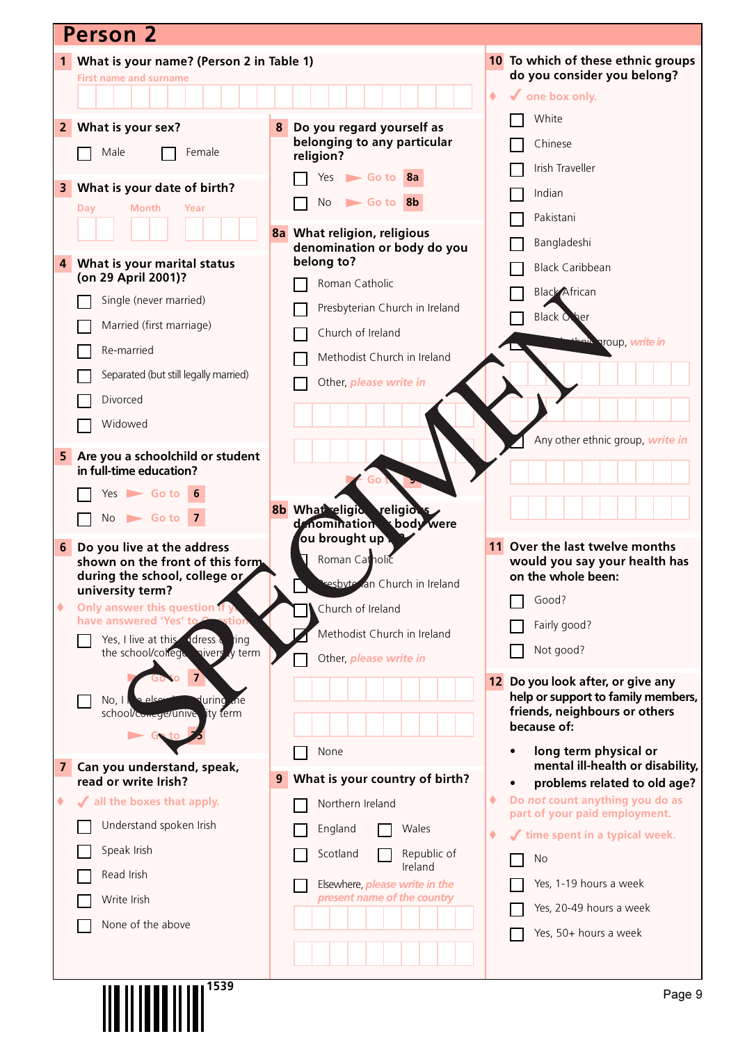# Person 2

**1 What is your name? (Person 2 in Table 1)**

First name and surname

**2 What is your sex?**

- ☐ Male
- ☐ Female

**3 What is your date of birth?**

Day Month Year

**4 What is your marital status (on 29 April 2001)?**

- ☐ Single (never married)
- ☐ Married (first marriage)
- ☐ Re-married
- ☐ Separated (but still legally married)
- ☐ Divorced
- ☐ Widowed

**5 Are you a schoolchild or student in full-time education?**

- ☐ Yes ► Go to **6**
- ☐ No ► Go to **7**

**6 Do you live at the address shown on the front of this form during the school, college or university term?**

♦ Only answer this question if you have answered 'Yes' to Question 5

- ☐ Yes, I live at this address during the school/college/university term ► Go to **7**
- ☐ No, I live elsewhere during the school/college/university term ► Go to **35**

**7 Can you understand, speak, read or write Irish?**

♦ ✓ all the boxes that apply.

- ☐ Understand spoken Irish
- ☐ Speak Irish
- ☐ Read Irish
- ☐ Write Irish
- ☐ None of the above

**8 Do you regard yourself as belonging to any particular religion?**

- ☐ Yes ► Go to **8a**
- ☐ No ► Go to **8b**

**8a What religion, religious denomination or body do you belong to?**

- ☐ Roman Catholic
- ☐ Presbyterian Church in Ireland
- ☐ Church of Ireland
- ☐ Methodist Church in Ireland
- ☐ Other, *please write in*

► Go to **9**

**8b What religion, religious denomination or body were you brought up in?**

- ☐ Roman Catholic
- ☐ Presbyterian Church in Ireland
- ☐ Church of Ireland
- ☐ Methodist Church in Ireland
- ☐ Other, *please write in*
- ☐ None

**9 What is your country of birth?**

- ☐ Northern Ireland
- ☐ England
- ☐ Wales
- ☐ Scotland
- ☐ Republic of Ireland
- ☐ Elsewhere, *please write in the present name of the country*

**10 To which of these ethnic groups do you consider you belong?**

♦ ✓ one box only.

- ☐ White
- ☐ Chinese
- ☐ Irish Traveller
- ☐ Indian
- ☐ Pakistani
- ☐ Bangladeshi
- ☐ Black Caribbean
- ☐ Black African
- ☐ Black Other
- ☐ Mixed ethnic group, *write in*
- ☐ Any other ethnic group, *write in*

**11 Over the last twelve months would you say your health has on the whole been:**

- ☐ Good?
- ☐ Fairly good?
- ☐ Not good?

**12 Do you look after, or give any help or support to family members, friends, neighbours or others because of:**

- long term physical or mental ill-health or disability, or
- problems related to old age?

♦ Do *not* count anything you do as part of your paid employment.

♦ ✓ time spent in a typical week.

- ☐ No
- ☐ Yes, 1-19 hours a week
- ☐ Yes, 20-49 hours a week
- ☐ Yes, 50+ hours a week

SPECIMEN

1539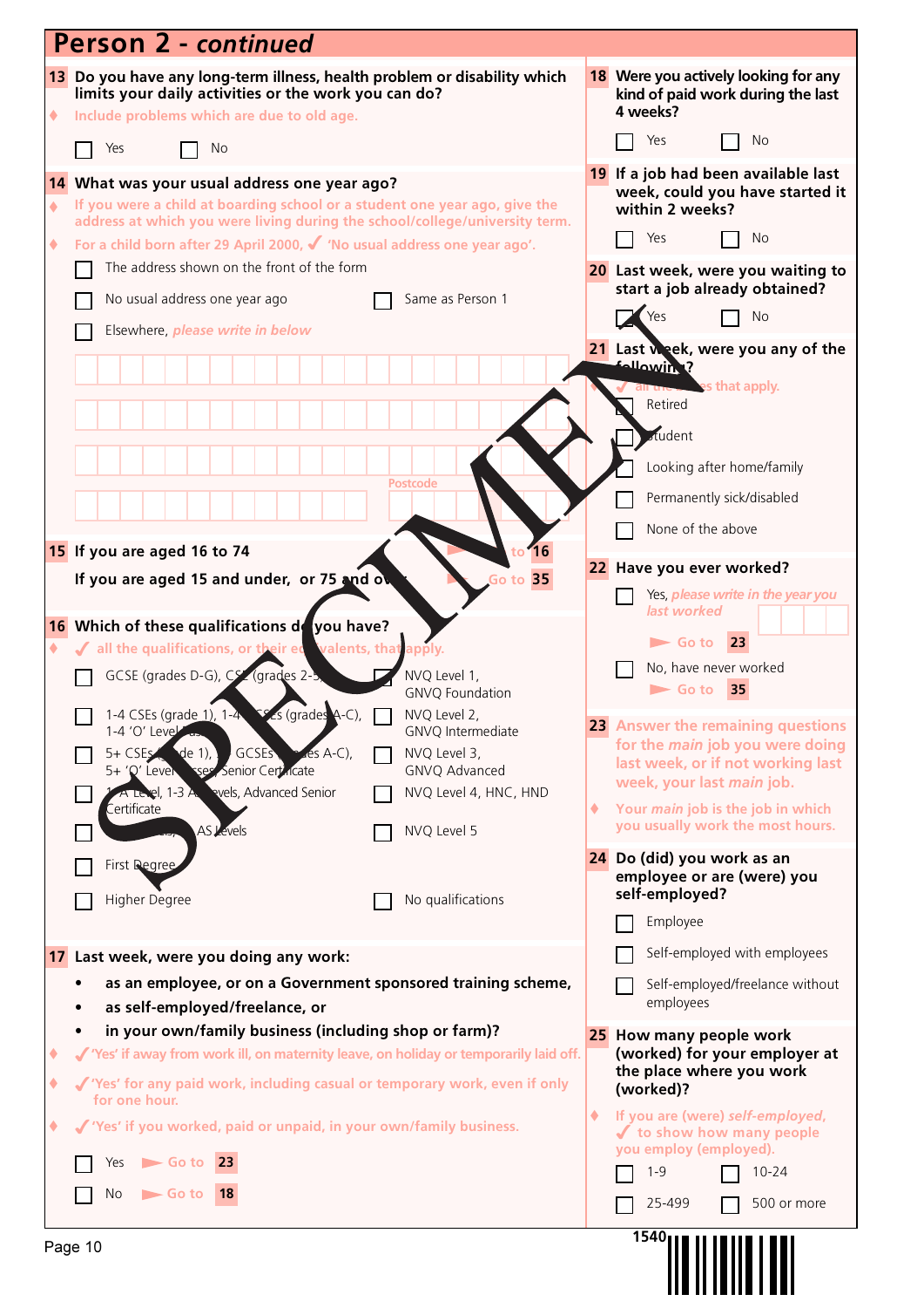# Person 2 - *continued*

**13 Do you have any long-term illness, health problem or disability which limits your daily activities or the work you can do?**

- Include problems which are due to old age.

☐ Yes ☐ No

**14 What was your usual address one year ago?**

- If you were a child at boarding school or a student one year ago, give the address at which you were living during the school/college/university term.
- For a child born after 29 April 2000, ✓ 'No usual address one year ago'.

☐ The address shown on the front of the form

☐ No usual address one year ago ☐ Same as Person 1

☐ Elsewhere, *please write in below*

Postcode

**15 If you are aged 16 to 74** ► Go to **16**

**If you are aged 15 and under, or 75 and over** ► Go to **35**

**16 Which of these qualifications do you have?**

- ✓ all the qualifications, or their equivalents, that apply.

☐ GCSE (grades D-G), CSE (grades 2-5) ☐ NVQ Level 1, GNVQ Foundation

☐ 1-4 CSEs (grade 1), 1-4 GCSEs (grades A-C), 1-4 'O' Level passes ☐ NVQ Level 2, GNVQ Intermediate

☐ 5+ CSEs (grade 1), 5+ GCSEs (grades A-C), 5+ 'O' Level passes, Senior Certificate ☐ NVQ Level 3, GNVQ Advanced

☐ 1 'A' Level, 1-3 AS Levels, Advanced Senior Certificate ☐ NVQ Level 4, HNC, HND

☐ 2+ 'A' Levels, 4+ AS Levels ☐ NVQ Level 5

☐ First Degree

☐ Higher Degree ☐ No qualifications

**17 Last week, were you doing any work:**

- **as an employee, or on a Government sponsored training scheme,**
- **as self-employed/freelance, or**
- **in your own/family business (including shop or farm)?**

- ✓ 'Yes' if away from work ill, on maternity leave, on holiday or temporarily laid off.
- ✓ 'Yes' for any paid work, including casual or temporary work, even if only for one hour.
- ✓ 'Yes' if you worked, paid or unpaid, in your own/family business.

☐ Yes ► Go to **23**

☐ No ► Go to **18**

**18 Were you actively looking for any kind of paid work during the last 4 weeks?**

☐ Yes ☐ No

**19 If a job had been available last week, could you have started it within 2 weeks?**

☐ Yes ☐ No

**20 Last week, were you waiting to start a job already obtained?**

☐ Yes ☐ No

**21 Last week, were you any of the following?**

- ✓ all the boxes that apply.

☐ Retired

☐ Student

☐ Looking after home/family

☐ Permanently sick/disabled

☐ None of the above

**22 Have you ever worked?**

☐ Yes, *please write in the year you last worked*

► Go to **23**

☐ No, have never worked

► Go to **35**

**23** Answer the remaining questions for the *main* job you were doing last week, or if not working last week, your last *main* job.

- Your *main* job is the job in which you usually work the most hours.

**24 Do (did) you work as an employee or are (were) you self-employed?**

☐ Employee

☐ Self-employed with employees

☐ Self-employed/freelance without employees

**25 How many people work (worked) for your employer at the place where you work (worked)?**

- If you are (were) *self-employed*, ✓ to show how many people you employ (employed).

☐ 1-9 ☐ 10-24

☐ 25-499 ☐ 500 or more

1540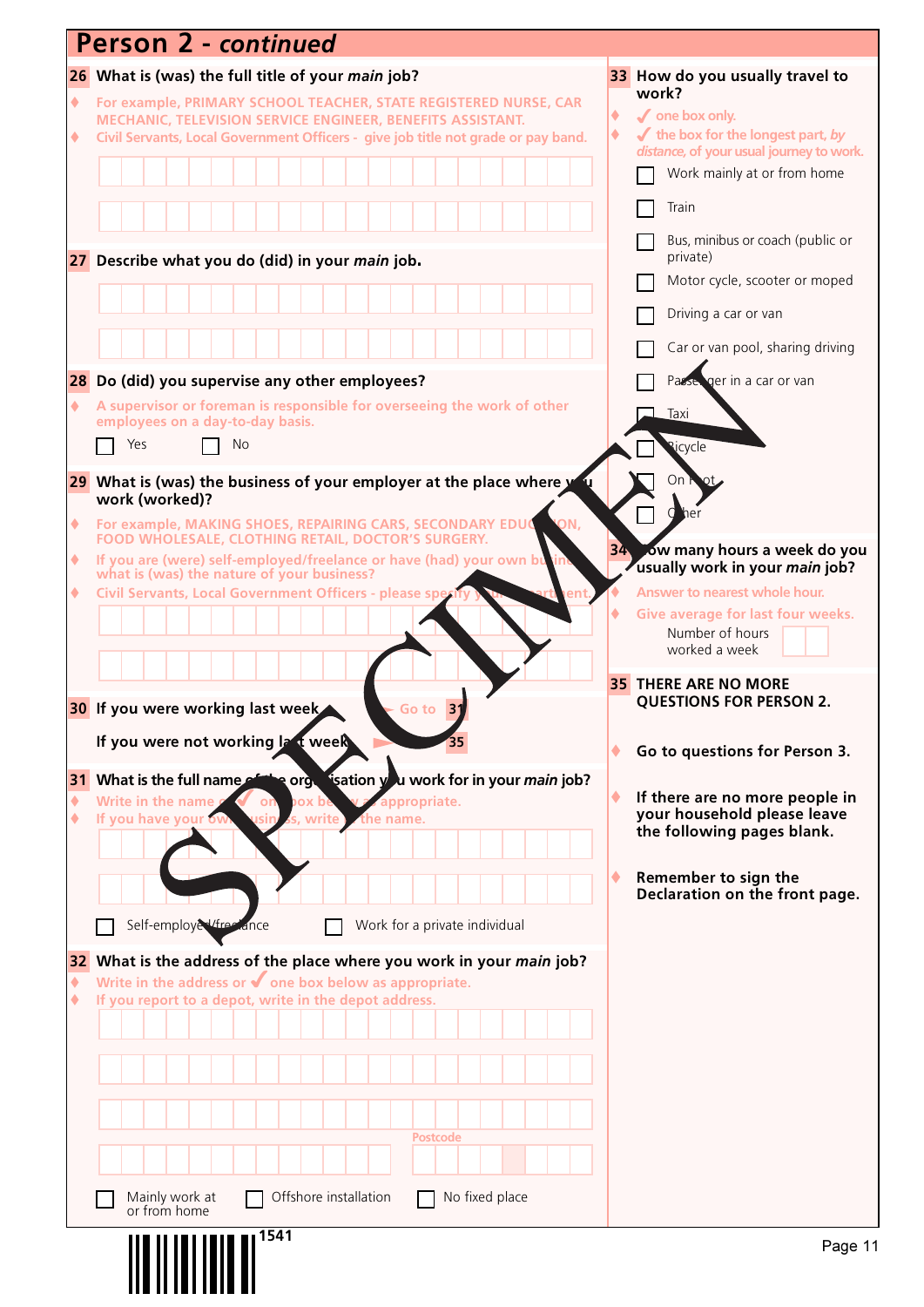## Person 2 - *continued*

**26 What is (was) the full title of your *main* job?**

- For example, PRIMARY SCHOOL TEACHER, STATE REGISTERED NURSE, CAR MECHANIC, TELEVISION SERVICE ENGINEER, BENEFITS ASSISTANT.
- Civil Servants, Local Government Officers - give job title not grade or pay band.

**27 Describe what you do (did) in your *main* job.**

**28 Do (did) you supervise any other employees?**

- A supervisor or foreman is responsible for overseeing the work of other employees on a day-to-day basis.

☐ Yes ☐ No

**29 What is (was) the business of your employer at the place where you work (worked)?**

- For example, MAKING SHOES, REPAIRING CARS, SECONDARY EDUCATION, FOOD WHOLESALE, CLOTHING RETAIL, DOCTOR'S SURGERY.
- If you are (were) self-employed/freelance or have (had) your own business, what is (was) the nature of your business?
- Civil Servants, Local Government Officers - please specify your department.

**30** If you were working last week → Go to **31**

If you were not working last week → Go to **35**

**31 What is the full name of the organisation you work for in your *main* job?**

- Write in the name or ✓ one box below as appropriate.
- If you have your own business, write in the name.

☐ Self-employed/freelance ☐ Work for a private individual

**32 What is the address of the place where you work in your *main* job?**

- Write in the address or ✓ one box below as appropriate.
- If you report to a depot, write in the depot address.

Postcode

☐ Mainly work at or from home ☐ Offshore installation ☐ No fixed place

**33 How do you usually travel to work?**

- ✓ one box only.
- ✓ the box for the longest part, *by distance*, of your usual journey to work.

☐ Work mainly at or from home
☐ Train
☐ Bus, minibus or coach (public or private)
☐ Motor cycle, scooter or moped
☐ Driving a car or van
☐ Car or van pool, sharing driving
☐ Passenger in a car or van
☐ Taxi
☐ Bicycle
☐ On foot
☐ Other

**34 How many hours a week do you usually work in your *main* job?**

- Answer to nearest whole hour.
- Give average for last four weeks.

Number of hours worked a week

**35 THERE ARE NO MORE QUESTIONS FOR PERSON 2.**

- **Go to questions for Person 3.**
- **If there are no more people in your household please leave the following pages blank.**
- **Remember to sign the Declaration on the front page.**

SPECIMEN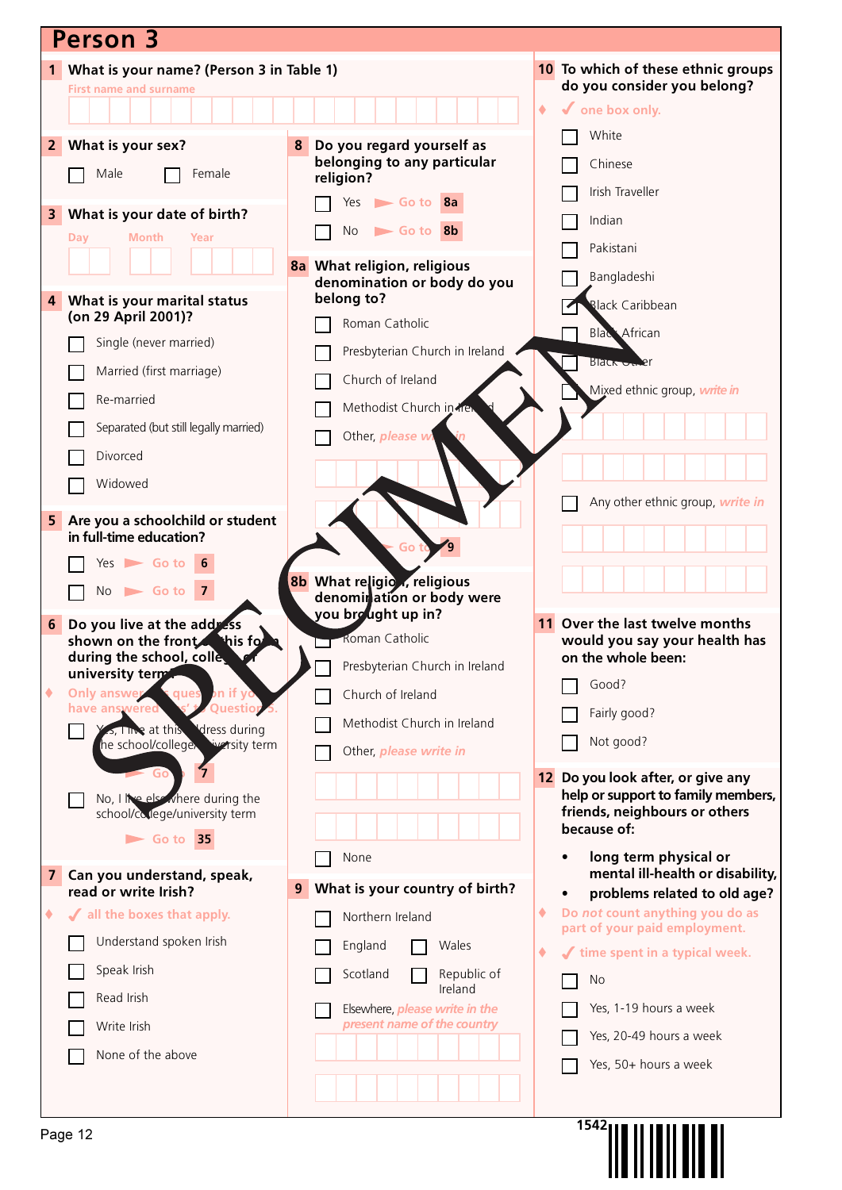# Person 3

**1 What is your name? (Person 3 in Table 1)**

First name and surname

**2 What is your sex?**

- ☐ Male
- ☐ Female

**3 What is your date of birth?**

Day Month Year

**4 What is your marital status (on 29 April 2001)?**

- ☐ Single (never married)
- ☐ Married (first marriage)
- ☐ Re-married
- ☐ Separated (but still legally married)
- ☐ Divorced
- ☐ Widowed

**5 Are you a schoolchild or student in full-time education?**

- ☐ Yes ► Go to **6**
- ☐ No ► Go to **7**

**6 Do you live at the address shown on the front of this form during the school, college or university term?**

♦ Only answer this question if you have answered 'Yes' to Question 5.

- ☐ Yes, I live at this address during the school/college/university term ► Go to **7**
- ☐ No, I live elsewhere during the school/college/university term ► Go to **35**

**7 Can you understand, speak, read or write Irish?**

♦ ✓ all the boxes that apply.

- ☐ Understand spoken Irish
- ☐ Speak Irish
- ☐ Read Irish
- ☐ Write Irish
- ☐ None of the above

**8 Do you regard yourself as belonging to any particular religion?**

- ☐ Yes ► Go to **8a**
- ☐ No ► Go to **8b**

**8a What religion, religious denomination or body do you belong to?**

- ☐ Roman Catholic
- ☐ Presbyterian Church in Ireland
- ☐ Church of Ireland
- ☐ Methodist Church in Ireland
- ☐ Other, *please write in*

► Go to **9**

**8b What religion, religious denomination or body were you brought up in?**

- ☐ Roman Catholic
- ☐ Presbyterian Church in Ireland
- ☐ Church of Ireland
- ☐ Methodist Church in Ireland
- ☐ Other, *please write in*
- ☐ None

**9 What is your country of birth?**

- ☐ Northern Ireland
- ☐ England
- ☐ Wales
- ☐ Scotland
- ☐ Republic of Ireland
- ☐ Elsewhere, *please write in the present name of the country*

**10 To which of these ethnic groups do you consider you belong?**

♦ ✓ one box only.

- ☐ White
- ☐ Chinese
- ☐ Irish Traveller
- ☐ Indian
- ☐ Pakistani
- ☐ Bangladeshi
- ☐ Black Caribbean
- ☐ Black African
- ☐ Black Other
- ☐ Mixed ethnic group, *write in*
- ☐ Any other ethnic group, *write in*

**11 Over the last twelve months would you say your health has on the whole been:**

- ☐ Good?
- ☐ Fairly good?
- ☐ Not good?

**12 Do you look after, or give any help or support to family members, friends, neighbours or others because of:**

- long term physical or mental ill-health or disability,
- problems related to old age?

♦ Do *not* count anything you do as part of your paid employment.

♦ ✓ time spent in a typical week.

- ☐ No
- ☐ Yes, 1-19 hours a week
- ☐ Yes, 20-49 hours a week
- ☐ Yes, 50+ hours a week

SPECIMEN

1542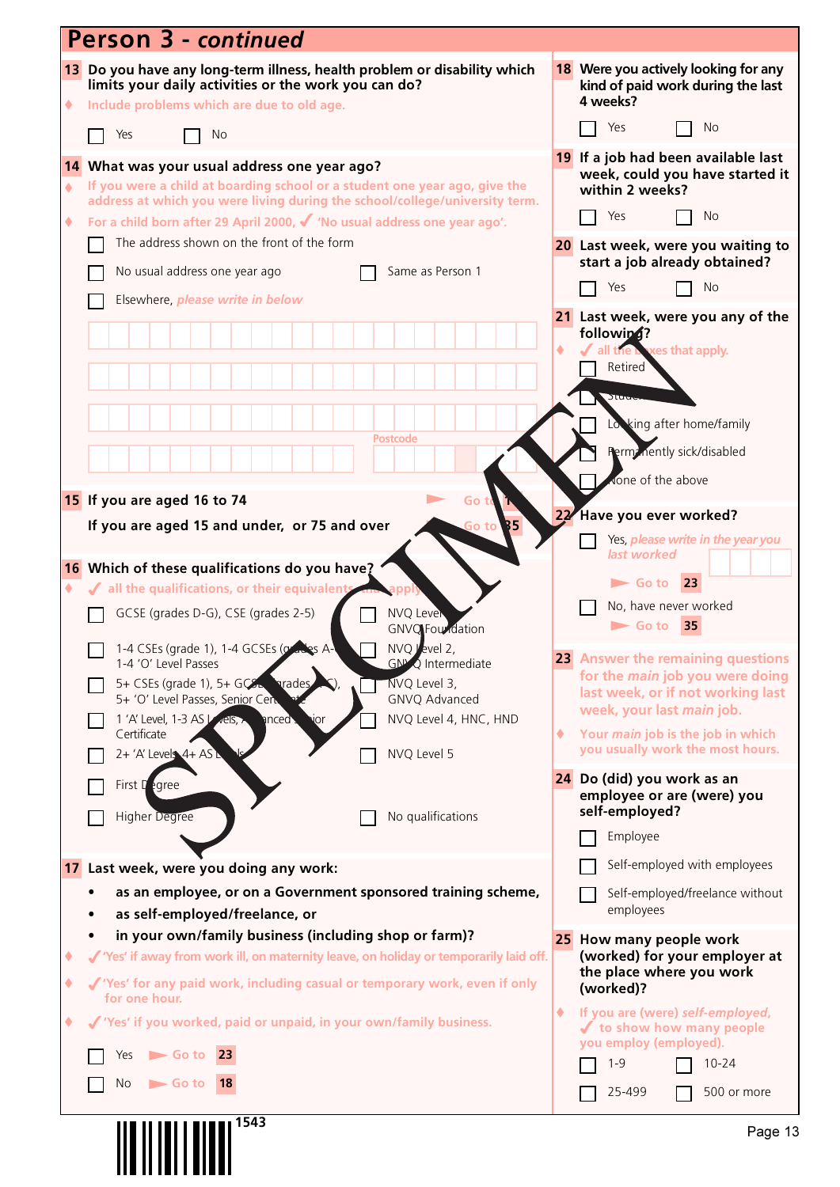# Person 3 - *continued*

**13 Do you have any long-term illness, health problem or disability which limits your daily activities or the work you can do?**

♦ Include problems which are due to old age.

☐ Yes ☐ No

**14 What was your usual address one year ago?**

♦ If you were a child at boarding school or a student one year ago, give the address at which you were living during the school/college/university term.

♦ For a child born after 29 April 2000, ✓ 'No usual address one year ago'.

☐ The address shown on the front of the form

☐ No usual address one year ago ☐ Same as Person 1

☐ Elsewhere, *please write in below*

Postcode

**15 If you are aged 16 to 74** ► Go to 16

**If you are aged 15 and under, or 75 and over** ► Go to 35

**16 Which of these qualifications do you have?**

♦ ✓ all the qualifications, or their equivalents, that apply.

☐ GCSE (grades D-G), CSE (grades 2-5)

☐ 1-4 CSEs (grade 1), 1-4 GCSEs (grades A-C), 1-4 'O' Level Passes

☐ 5+ CSEs (grade 1), 5+ GCSEs (grades A-C), 5+ 'O' Level Passes, Senior Certificate

☐ 1 'A' Level, 1-3 AS Levels, Advanced Senior Certificate

☐ 2+ 'A' Levels, 4+ AS Levels

☐ First Degree

☐ Higher Degree

☐ NVQ Level 1, GNVQ Foundation

☐ NVQ Level 2, GNVQ Intermediate

☐ NVQ Level 3, GNVQ Advanced

☐ NVQ Level 4, HNC, HND

☐ NVQ Level 5

☐ No qualifications

**17 Last week, were you doing any work:**

- **as an employee, or on a Government sponsored training scheme,**
- **as self-employed/freelance, or**
- **in your own/family business (including shop or farm)?**

♦ ✓ 'Yes' if away from work ill, on maternity leave, on holiday or temporarily laid off.

♦ ✓ 'Yes' for any paid work, including casual or temporary work, even if only for one hour.

♦ ✓ 'Yes' if you worked, paid or unpaid, in your own/family business.

☐ Yes ► Go to 23

☐ No ► Go to 18

**18 Were you actively looking for any kind of paid work during the last 4 weeks?**

☐ Yes ☐ No

**19 If a job had been available last week, could you have started it within 2 weeks?**

☐ Yes ☐ No

**20 Last week, were you waiting to start a job already obtained?**

☐ Yes ☐ No

**21 Last week, were you any of the following?**

♦ ✓ all the boxes that apply.

☐ Retired

☐ Student

☐ Looking after home/family

☐ Permanently sick/disabled

☐ None of the above

**22 Have you ever worked?**

☐ Yes, *please write in the year you last worked* ► Go to 23

☐ No, have never worked ► Go to 35

**23 Answer the remaining questions for the *main* job you were doing last week, or if not working last week, your last *main* job.**

♦ Your *main* job is the job in which you usually work the most hours.

**24 Do (did) you work as an employee or are (were) you self-employed?**

☐ Employee

☐ Self-employed with employees

☐ Self-employed/freelance without employees

**25 How many people work (worked) for your employer at the place where you work (worked)?**

♦ If you are (were) *self-employed*, ✓ to show how many people you employ (employed).

☐ 1-9 ☐ 10-24

☐ 25-499 ☐ 500 or more

1543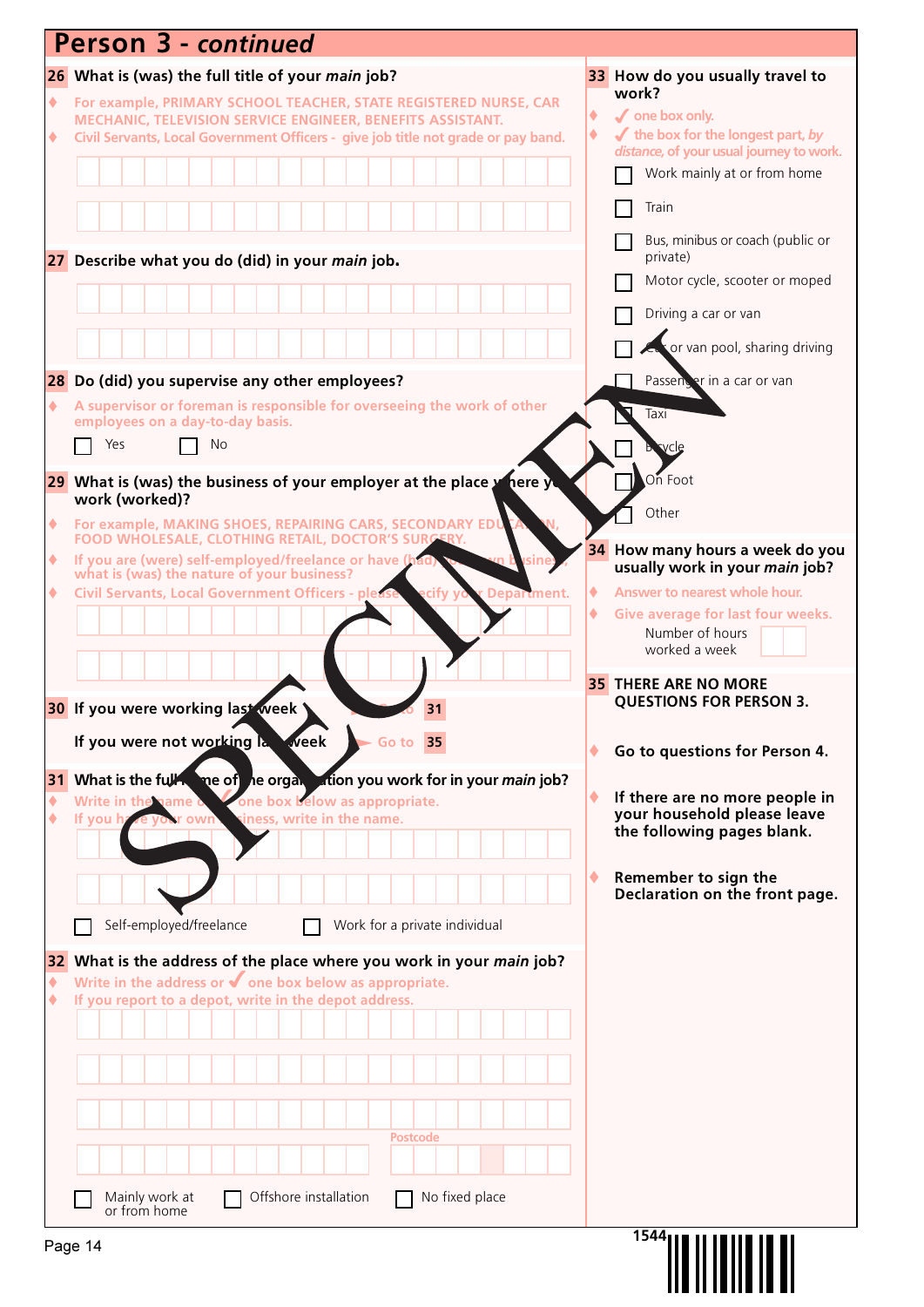# Person 3 - *continued*

**26 What is (was) the full title of your *main* job?**

- For example, PRIMARY SCHOOL TEACHER, STATE REGISTERED NURSE, CAR MECHANIC, TELEVISION SERVICE ENGINEER, BENEFITS ASSISTANT.
- Civil Servants, Local Government Officers - give job title not grade or pay band.

**27 Describe what you do (did) in your *main* job.**

**28 Do (did) you supervise any other employees?**

- A supervisor or foreman is responsible for overseeing the work of other employees on a day-to-day basis.

☐ Yes ☐ No

**29 What is (was) the business of your employer at the place where you work (worked)?**

- For example, MAKING SHOES, REPAIRING CARS, SECONDARY EDUCATION, FOOD WHOLESALE, CLOTHING RETAIL, DOCTOR'S SURGERY.
- If you are (were) self-employed/freelance or have (had) your own business, what is (was) the nature of your business?
- Civil Servants, Local Government Officers - please specify your Department.

**30** If you were working last week ➤ Go to **31**

If you were not working last week ➤ Go to **35**

**31 What is the full name of the organisation you work for in your *main* job?**

- Write in the name or ✓ one box below as appropriate.
- If you have your own business, write in the name.

☐ Self-employed/freelance ☐ Work for a private individual

**32 What is the address of the place where you work in your *main* job?**

- Write in the address or ✓ one box below as appropriate.
- If you report to a depot, write in the depot address.

Postcode

☐ Mainly work at or from home ☐ Offshore installation ☐ No fixed place

**33 How do you usually travel to work?**

- ✓ one box only.
- ✓ the box for the longest part, *by distance*, of your usual journey to work.

☐ Work mainly at or from home
☐ Train
☐ Bus, minibus or coach (public or private)
☐ Motor cycle, scooter or moped
☐ Driving a car or van
☐ Car or van pool, sharing driving
☐ Passenger in a car or van
☐ Taxi
☐ Bicycle
☐ On Foot
☐ Other

**34 How many hours a week do you usually work in your *main* job?**

- Answer to nearest whole hour.
- Give average for last four weeks.

Number of hours worked a week

**35 THERE ARE NO MORE QUESTIONS FOR PERSON 3.**

- **Go to questions for Person 4.**
- **If there are no more people in your household please leave the following pages blank.**
- **Remember to sign the Declaration on the front page.**

SPECIMEN

1544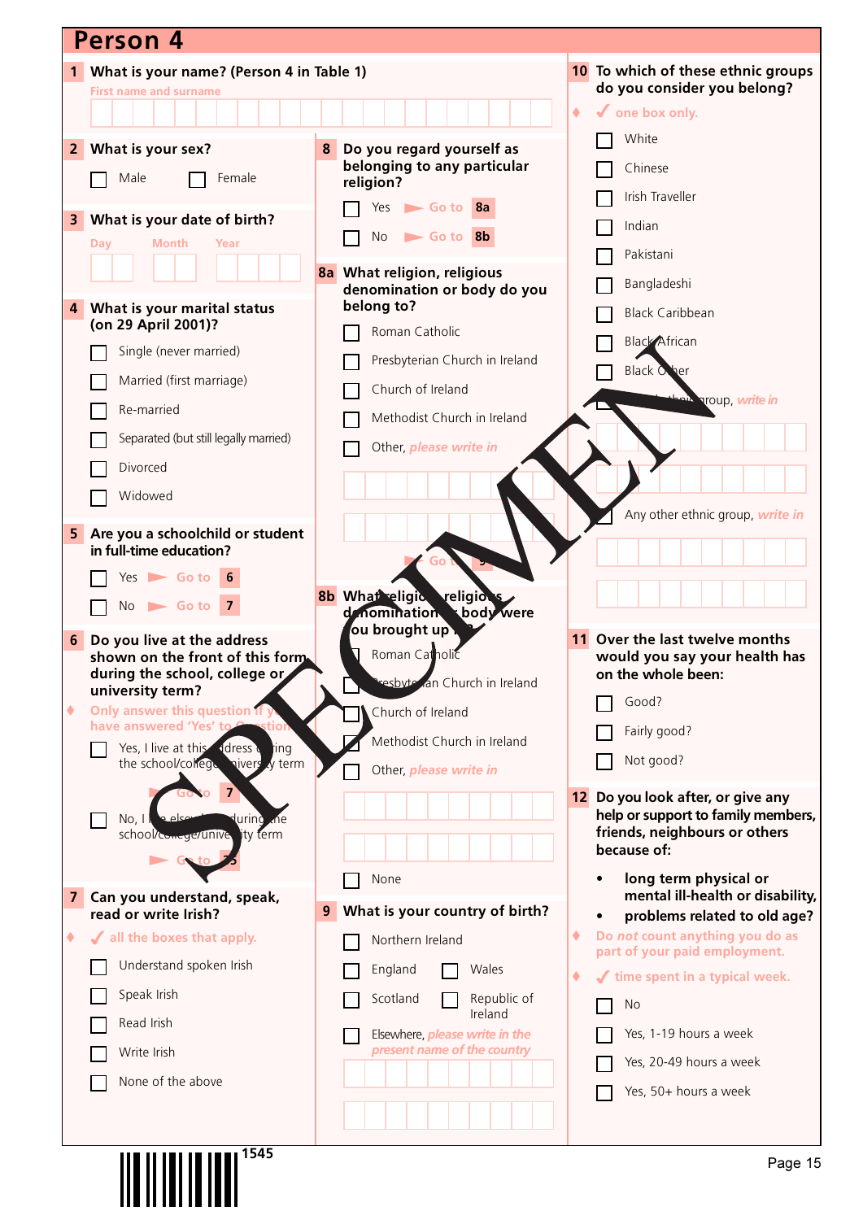# Person 4

## 1 What is your name? (Person 4 in Table 1)

First name and surname

## 2 What is your sex?

- Male
- Female

## 3 What is your date of birth?

Day / Month / Year

## 4 What is your marital status (on 29 April 2001)?

- Single (never married)
- Married (first marriage)
- Re-married
- Separated (but still legally married)
- Divorced
- Widowed

## 5 Are you a schoolchild or student in full-time education?

- Yes ► Go to **6**
- No ► Go to **7**

## 6 Do you live at the address shown on the front of this form during the school, college or university term?

♦ Only answer this question if you have answered 'Yes' to Question 5

- Yes, I live at this address during the school/college/university term ► Go to **7**
- No, I live elsewhere during the school/college/university term ► Go to **35**

## 7 Can you understand, speak, read or write Irish?

♦ ✓ all the boxes that apply.

- Understand spoken Irish
- Speak Irish
- Read Irish
- Write Irish
- None of the above

## 8 Do you regard yourself as belonging to any particular religion?

- Yes ► Go to **8a**
- No ► Go to **8b**

## 8a What religion, religious denomination or body do you belong to?

- Roman Catholic
- Presbyterian Church in Ireland
- Church of Ireland
- Methodist Church in Ireland
- Other, *please write in*

► Go to **9**

## 8b What religion, religious denomination or body were you brought up in?

- Roman Catholic
- Presbyterian Church in Ireland
- Church of Ireland
- Methodist Church in Ireland
- Other, *please write in*
- None

## 9 What is your country of birth?

- Northern Ireland
- England
- Wales
- Scotland
- Republic of Ireland
- Elsewhere, *please write in the present name of the country*

## 10 To which of these ethnic groups do you consider you belong?

♦ ✓ one box only.

- White
- Chinese
- Irish Traveller
- Indian
- Pakistani
- Bangladeshi
- Black Caribbean
- Black African
- Black Other
- Mixed ethnic group, *write in*
- Any other ethnic group, *write in*

## 11 Over the last twelve months would you say your health has on the whole been:

- Good?
- Fairly good?
- Not good?

## 12 Do you look after, or give any help or support to family members, friends, neighbours or others because of:

- **long term physical or mental ill-health or disability,**
- **problems related to old age?**

♦ Do *not* count anything you do as part of your paid employment.

♦ ✓ time spent in a typical week.

- No
- Yes, 1-19 hours a week
- Yes, 20-49 hours a week
- Yes, 50+ hours a week

SPECIMEN

1545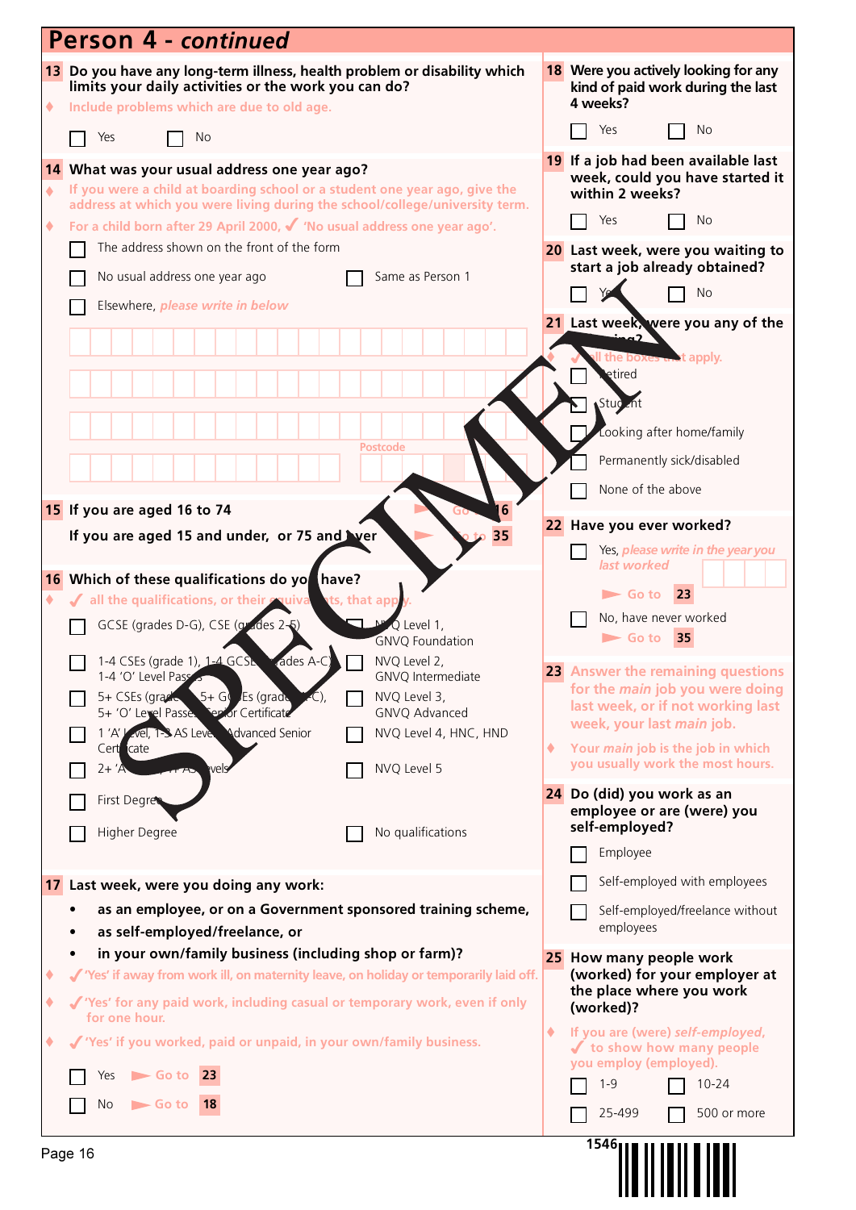# Person 4 - *continued*

**13 Do you have any long-term illness, health problem or disability which limits your daily activities or the work you can do?**

♦ Include problems which are due to old age.

- [ ] Yes
- [ ] No

**14 What was your usual address one year ago?**

♦ If you were a child at boarding school or a student one year ago, give the address at which you were living during the school/college/university term.

♦ For a child born after 29 April 2000, ✓ 'No usual address one year ago'.

- [ ] The address shown on the front of the form
- [ ] No usual address one year ago
- [ ] Same as Person 1
- [ ] Elsewhere, *please write in below*

Postcode

**15 If you are aged 16 to 74** ► Go to **16**

**If you are aged 15 and under, or 75 and over** ► Go to **35**

**16 Which of these qualifications do you have?**

♦ ✓ all the qualifications, or their equivalents, that apply.

- [ ] GCSE (grades D-G), CSE (grades 2-5)
- [ ] 1-4 CSEs (grade 1), 1-4 GCSEs (grades A-C), 1-4 'O' Level Passes
- [ ] 5+ CSEs (grade 1), 5+ GCSEs (grades A-C), 5+ 'O' Level Passes, Senior Certificate
- [ ] 1 'A' Level, 1-3 AS Levels, Advanced Senior Certificate
- [ ] 2+ 'A' Levels, 4+ AS Levels
- [ ] First Degree
- [ ] Higher Degree
- [ ] NVQ Level 1, GNVQ Foundation
- [ ] NVQ Level 2, GNVQ Intermediate
- [ ] NVQ Level 3, GNVQ Advanced
- [ ] NVQ Level 4, HNC, HND
- [ ] NVQ Level 5
- [ ] No qualifications

**17 Last week, were you doing any work:**

- **as an employee, or on a Government sponsored training scheme,**
- **as self-employed/freelance, or**
- **in your own/family business (including shop or farm)?**

♦ ✓ 'Yes' if away from work ill, on maternity leave, on holiday or temporarily laid off.

♦ ✓ 'Yes' for any paid work, including casual or temporary work, even if only for one hour.

♦ ✓ 'Yes' if you worked, paid or unpaid, in your own/family business.

- [ ] Yes ► Go to **23**
- [ ] No ► Go to **18**

**18 Were you actively looking for any kind of paid work during the last 4 weeks?**

- [ ] Yes
- [ ] No

**19 If a job had been available last week, could you have started it within 2 weeks?**

- [ ] Yes
- [ ] No

**20 Last week, were you waiting to start a job already obtained?**

- [ ] Yes
- [ ] No

**21 Last week, were you any of the following?**

♦ ✓ all the boxes that apply.

- [ ] Retired
- [ ] Student
- [ ] Looking after home/family
- [ ] Permanently sick/disabled
- [ ] None of the above

**22 Have you ever worked?**

- [ ] Yes, *please write in the year you last worked* ► Go to **23**
- [ ] No, have never worked ► Go to **35**

**23 Answer the remaining questions for the *main* job you were doing last week, or if not working last week, your last *main* job.**

♦ Your *main* job is the job in which you usually work the most hours.

**24 Do (did) you work as an employee or are (were) you self-employed?**

- [ ] Employee
- [ ] Self-employed with employees
- [ ] Self-employed/freelance without employees

**25 How many people work (worked) for your employer at the place where you work (worked)?**

♦ If you are (were) *self-employed*, ✓ to show how many people you employ (employed).

- [ ] 1-9
- [ ] 10-24
- [ ] 25-499
- [ ] 500 or more

SPECIMEN

1546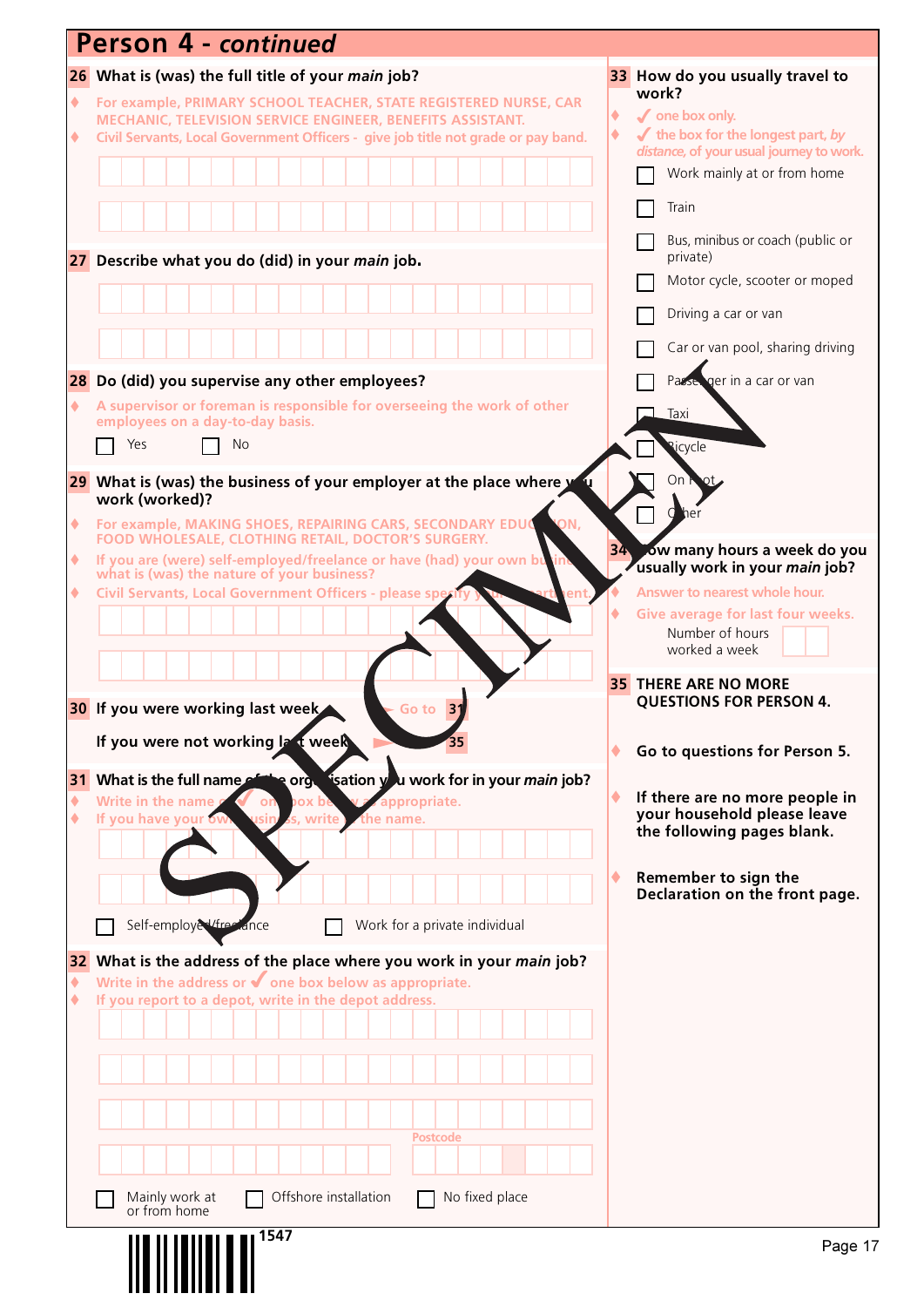# Person 4 - *continued*

**26 What is (was) the full title of your *main* job?**

- For example, PRIMARY SCHOOL TEACHER, STATE REGISTERED NURSE, CAR MECHANIC, TELEVISION SERVICE ENGINEER, BENEFITS ASSISTANT.
- Civil Servants, Local Government Officers - give job title not grade or pay band.

**27 Describe what you do (did) in your *main* job.**

**28 Do (did) you supervise any other employees?**

- A supervisor or foreman is responsible for overseeing the work of other employees on a day-to-day basis.

☐ Yes ☐ No

**29 What is (was) the business of your employer at the place where you work (worked)?**

- For example, MAKING SHOES, REPAIRING CARS, SECONDARY EDUCATION, FOOD WHOLESALE, CLOTHING RETAIL, DOCTOR'S SURGERY.
- If you are (were) self-employed/freelance or have (had) your own business, what is (was) the nature of your business?
- Civil Servants, Local Government Officers - please specify your department.

**30 If you were working last week** → Go to **31**

**If you were not working last week** → Go to **35**

**31 What is the full name of the organisation you work for in your *main* job?**

- Write in the name or ✓ one box below as appropriate.
- If you have your own business, write in the name.

☐ Self-employed/freelance ☐ Work for a private individual

**32 What is the address of the place where you work in your *main* job?**

- Write in the address or ✓ one box below as appropriate.
- If you report to a depot, write in the depot address.

Postcode

☐ Mainly work at or from home ☐ Offshore installation ☐ No fixed place

**33 How do you usually travel to work?**

- ✓ one box only.
- ✓ the box for the longest part, *by distance*, of your usual journey to work.

☐ Work mainly at or from home
☐ Train
☐ Bus, minibus or coach (public or private)
☐ Motor cycle, scooter or moped
☐ Driving a car or van
☐ Car or van pool, sharing driving
☐ Passenger in a car or van
☐ Taxi
☐ Bicycle
☐ On foot
☐ Other

**34 How many hours a week do you usually work in your *main* job?**

- Answer to nearest whole hour.
- Give average for last four weeks.

Number of hours worked a week

**35 THERE ARE NO MORE QUESTIONS FOR PERSON 4.**

- **Go to questions for Person 5.**
- **If there are no more people in your household please leave the following pages blank.**
- **Remember to sign the Declaration on the front page.**

1547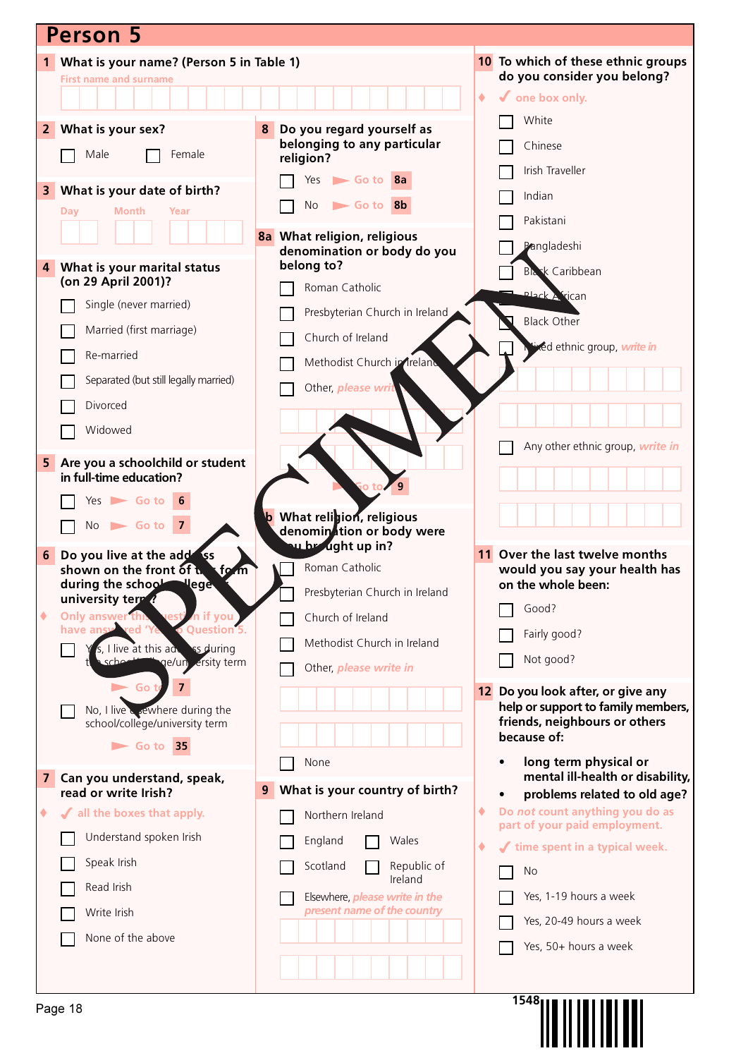# Person 5

**1 What is your name? (Person 5 in Table 1)**

First name and surname

**2 What is your sex?**

- ☐ Male
- ☐ Female

**3 What is your date of birth?**

Day Month Year

**4 What is your marital status (on 29 April 2001)?**

- ☐ Single (never married)
- ☐ Married (first marriage)
- ☐ Re-married
- ☐ Separated (but still legally married)
- ☐ Divorced
- ☐ Widowed

**5 Are you a schoolchild or student in full-time education?**

- ☐ Yes ► Go to **6**
- ☐ No ► Go to **7**

**6 Do you live at the address shown on the front of this form during the school/college/university term?**

♦ Only answer this question if you have answered 'Yes' to Question 5.

- ☐ Yes, I live at this address during the school/college/university term ► Go to **7**
- ☐ No, I live elsewhere during the school/college/university term ► Go to **35**

**7 Can you understand, speak, read or write Irish?**

♦ ✓ all the boxes that apply.

- ☐ Understand spoken Irish
- ☐ Speak Irish
- ☐ Read Irish
- ☐ Write Irish
- ☐ None of the above

**8 Do you regard yourself as belonging to any particular religion?**

- ☐ Yes ► Go to **8a**
- ☐ No ► Go to **8b**

**8a What religion, religious denomination or body do you belong to?**

- ☐ Roman Catholic
- ☐ Presbyterian Church in Ireland
- ☐ Church of Ireland
- ☐ Methodist Church in Ireland
- ☐ Other, *please write in*

► Go to **9**

**8b What religion, religious denomination or body were you brought up in?**

- ☐ Roman Catholic
- ☐ Presbyterian Church in Ireland
- ☐ Church of Ireland
- ☐ Methodist Church in Ireland
- ☐ Other, *please write in*
- ☐ None

**9 What is your country of birth?**

- ☐ Northern Ireland
- ☐ England
- ☐ Wales
- ☐ Scotland
- ☐ Republic of Ireland
- ☐ Elsewhere, *please write in the present name of the country*

**10 To which of these ethnic groups do you consider you belong?**

♦ ✓ one box only.

- ☐ White
- ☐ Chinese
- ☐ Irish Traveller
- ☐ Indian
- ☐ Pakistani
- ☐ Bangladeshi
- ☐ Black Caribbean
- ☐ Black African
- ☐ Black Other
- ☐ Mixed ethnic group, *write in*
- ☐ Any other ethnic group, *write in*

**11 Over the last twelve months would you say your health has on the whole been:**

- ☐ Good?
- ☐ Fairly good?
- ☐ Not good?

**12 Do you look after, or give any help or support to family members, friends, neighbours or others because of:**

- **long term physical or mental ill-health or disability,**
- **problems related to old age?**

♦ Do *not* count anything you do as part of your paid employment.

♦ ✓ time spent in a typical week.

- ☐ No
- ☐ Yes, 1-19 hours a week
- ☐ Yes, 20-49 hours a week
- ☐ Yes, 50+ hours a week

SPECIMEN

1548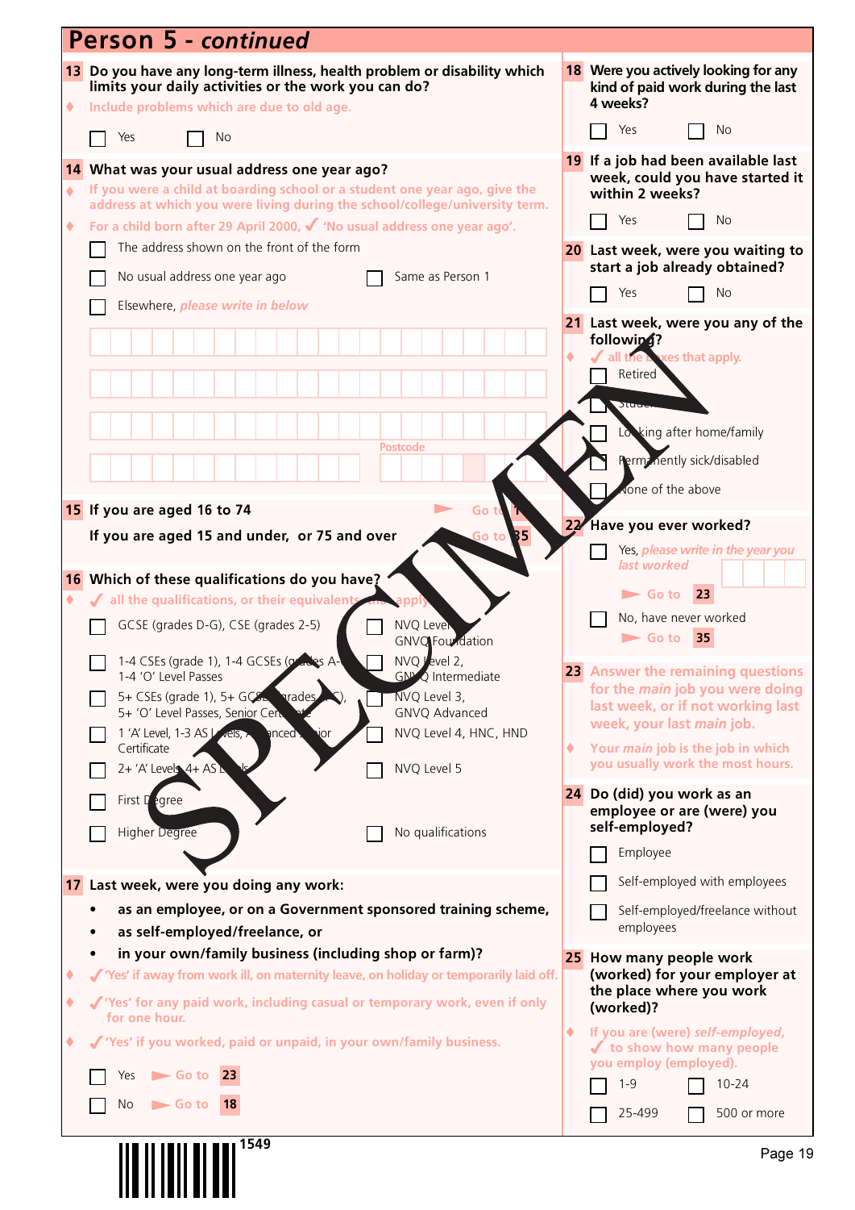# Person 5 - *continued*

**13** **Do you have any long-term illness, health problem or disability which limits your daily activities or the work you can do?**

- Include problems which are due to old age.

☐ Yes ☐ No

**14** **What was your usual address one year ago?**

- If you were a child at boarding school or a student one year ago, give the address at which you were living during the school/college/university term.
- For a child born after 29 April 2000, ✓ 'No usual address one year ago'.

☐ The address shown on the front of the form

☐ No usual address one year ago ☐ Same as Person 1

☐ Elsewhere, *please write in below*

Postcode

**15** **If you are aged 16 to 74** ► Go to 16

**If you are aged 15 and under, or 75 and over** ► Go to 35

**16** **Which of these qualifications do you have?**

- ✓ all the qualifications, or their equivalents, that apply.

☐ GCSE (grades D-G), CSE (grades 2-5)

☐ 1-4 CSEs (grade 1), 1-4 GCSEs (grades A-C), 1-4 'O' Level Passes

☐ 5+ CSEs (grade 1), 5+ GCSEs (grades A-C), 5+ 'O' Level Passes, Senior Certificate

☐ 1 'A' Level, 1-3 AS Levels, Advanced Senior Certificate

☐ 2+ 'A' Levels, 4+ AS Levels

☐ First Degree

☐ Higher Degree

☐ NVQ Level 1, GNVQ Foundation

☐ NVQ Level 2, GNVQ Intermediate

☐ NVQ Level 3, GNVQ Advanced

☐ NVQ Level 4, HNC, HND

☐ NVQ Level 5

☐ No qualifications

**17** **Last week, were you doing any work:**

- **as an employee, or on a Government sponsored training scheme,**
- **as self-employed/freelance, or**
- **in your own/family business (including shop or farm)?**

- ✓ 'Yes' if away from work ill, on maternity leave, on holiday or temporarily laid off.
- ✓ 'Yes' for any paid work, including casual or temporary work, even if only for one hour.
- ✓ 'Yes' if you worked, paid or unpaid, in your own/family business.

☐ Yes ► Go to 23

☐ No ► Go to 18

**18** **Were you actively looking for any kind of paid work during the last 4 weeks?**

☐ Yes ☐ No

**19** **If a job had been available last week, could you have started it within 2 weeks?**

☐ Yes ☐ No

**20** **Last week, were you waiting to start a job already obtained?**

☐ Yes ☐ No

**21** **Last week, were you any of the following?**

- ✓ all the boxes that apply.

☐ Retired

☐ Student

☐ Looking after home/family

☐ Permanently sick/disabled

☐ None of the above

**22** **Have you ever worked?**

☐ Yes, *please write in the year you last worked* ► Go to 23

☐ No, have never worked ► Go to 35

**23** Answer the remaining questions for the *main* job you were doing last week, or if not working last week, your last *main* job.

- Your *main* job is the job in which you usually work the most hours.

**24** **Do (did) you work as an employee or are (were) you self-employed?**

☐ Employee

☐ Self-employed with employees

☐ Self-employed/freelance without employees

**25** **How many people work (worked) for your employer at the place where you work (worked)?**

- If you are (were) *self-employed*, ✓ to show how many people you employ (employed).

☐ 1-9 ☐ 10-24

☐ 25-499 ☐ 500 or more

1549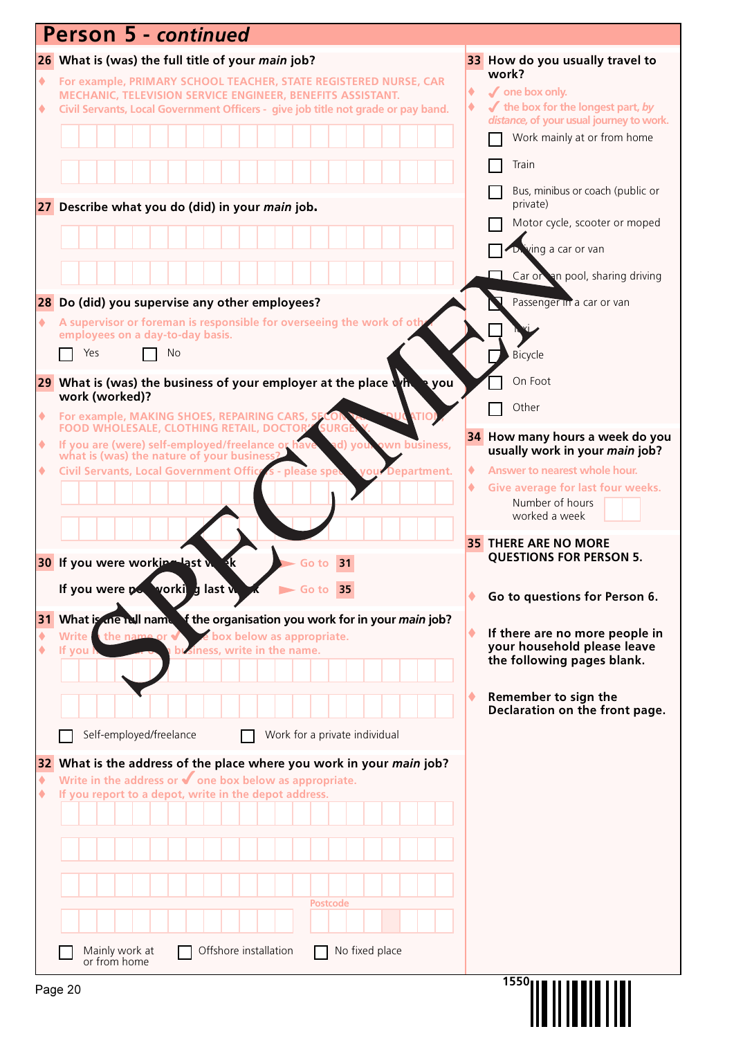# Person 5 - *continued*

**26 What is (was) the full title of your *main* job?**

- For example, PRIMARY SCHOOL TEACHER, STATE REGISTERED NURSE, CAR MECHANIC, TELEVISION SERVICE ENGINEER, BENEFITS ASSISTANT.
- Civil Servants, Local Government Officers - give job title not grade or pay band.

**27 Describe what you do (did) in your *main* job.**

**28 Do (did) you supervise any other employees?**

- A supervisor or foreman is responsible for overseeing the work of other employees on a day-to-day basis.

☐ Yes ☐ No

**29 What is (was) the business of your employer at the place where you work (worked)?**

- For example, MAKING SHOES, REPAIRING CARS, SECONDARY EDUCATION, FOOD WHOLESALE, CLOTHING RETAIL, DOCTORS SURGERY.
- If you are (were) self-employed/freelance or have (had) your own business, what is (was) the nature of your business?
- Civil Servants, Local Government Officers - please specify your Department.

**30** If you were working last week ► Go to **31**

If you were not working last week ► Go to **35**

**31 What is the full name of the organisation you work for in your *main* job?**

- Write in the name or ✓ one box below as appropriate.
- If you have your own business, write in the name.

☐ Self-employed/freelance ☐ Work for a private individual

**32 What is the address of the place where you work in your *main* job?**

- Write in the address or ✓ one box below as appropriate.
- If you report to a depot, write in the depot address.

Postcode

☐ Mainly work at or from home ☐ Offshore installation ☐ No fixed place

**33 How do you usually travel to work?**

- ✓ one box only.
- ✓ the box for the longest part, *by distance*, of your usual journey to work.

☐ Work mainly at or from home
☐ Train
☐ Bus, minibus or coach (public or private)
☐ Motor cycle, scooter or moped
☐ Driving a car or van
☐ Car or van pool, sharing driving
☐ Passenger in a car or van
☐ Taxi
☐ Bicycle
☐ On Foot
☐ Other

**34 How many hours a week do you usually work in your *main* job?**

- Answer to nearest whole hour.
- Give average for last four weeks.

Number of hours worked a week

**35 THERE ARE NO MORE QUESTIONS FOR PERSON 5.**

- **Go to questions for Person 6.**
- **If there are no more people in your household please leave the following pages blank.**
- **Remember to sign the Declaration on the front page.**

SPECIMEN

1550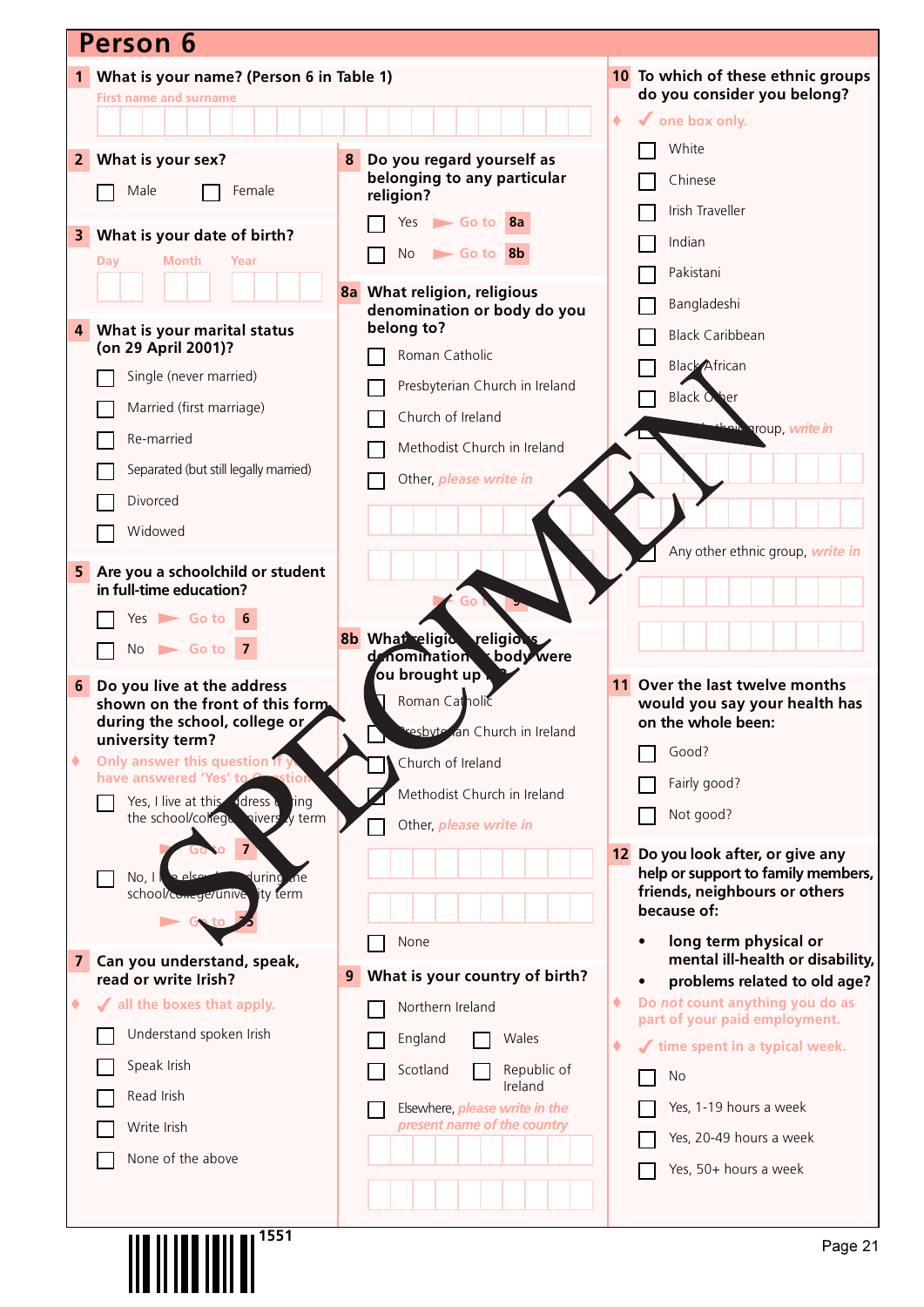# Person 6

**1 What is your name? (Person 6 in Table 1)**

First name and surname

**2 What is your sex?**

- ☐ Male
- ☐ Female

**3 What is your date of birth?**

Day Month Year

**4 What is your marital status (on 29 April 2001)?**

- ☐ Single (never married)
- ☐ Married (first marriage)
- ☐ Re-married
- ☐ Separated (but still legally married)
- ☐ Divorced
- ☐ Widowed

**5 Are you a schoolchild or student in full-time education?**

- ☐ Yes ► Go to **6**
- ☐ No ► Go to **7**

**6 Do you live at the address shown on the front of this form during the school, college or university term?**

♦ Only answer this question if you have answered 'Yes' to Question 5.

- ☐ Yes, I live at this address during the school/college/university term ► Go to **7**
- ☐ No, I live elsewhere during the school/college/university term ► Go to **35**

**7 Can you understand, speak, read or write Irish?**

♦ ✓ all the boxes that apply.

- ☐ Understand spoken Irish
- ☐ Speak Irish
- ☐ Read Irish
- ☐ Write Irish
- ☐ None of the above

**8 Do you regard yourself as belonging to any particular religion?**

- ☐ Yes ► Go to **8a**
- ☐ No ► Go to **8b**

**8a What religion, religious denomination or body do you belong to?**

- ☐ Roman Catholic
- ☐ Presbyterian Church in Ireland
- ☐ Church of Ireland
- ☐ Methodist Church in Ireland
- ☐ Other, *please write in*

► Go to **9**

**8b What religion, religious denomination or body were you brought up in?**

- ☐ Roman Catholic
- ☐ Presbyterian Church in Ireland
- ☐ Church of Ireland
- ☐ Methodist Church in Ireland
- ☐ Other, *please write in*
- ☐ None

**9 What is your country of birth?**

- ☐ Northern Ireland
- ☐ England
- ☐ Wales
- ☐ Scotland
- ☐ Republic of Ireland
- ☐ Elsewhere, *please write in the present name of the country*

**10 To which of these ethnic groups do you consider you belong?**

♦ ✓ one box only.

- ☐ White
- ☐ Chinese
- ☐ Irish Traveller
- ☐ Indian
- ☐ Pakistani
- ☐ Bangladeshi
- ☐ Black Caribbean
- ☐ Black African
- ☐ Black Other
- ☐ Mixed ethnic group, *write in*
- ☐ Any other ethnic group, *write in*

**11 Over the last twelve months would you say your health has on the whole been:**

- ☐ Good?
- ☐ Fairly good?
- ☐ Not good?

**12 Do you look after, or give any help or support to family members, friends, neighbours or others because of:**

- **long term physical or mental ill-health or disability,**
- **problems related to old age?**

♦ Do *not* count anything you do as part of your paid employment.

♦ ✓ time spent in a typical week.

- ☐ No
- ☐ Yes, 1-19 hours a week
- ☐ Yes, 20-49 hours a week
- ☐ Yes, 50+ hours a week

SPECIMEN

1551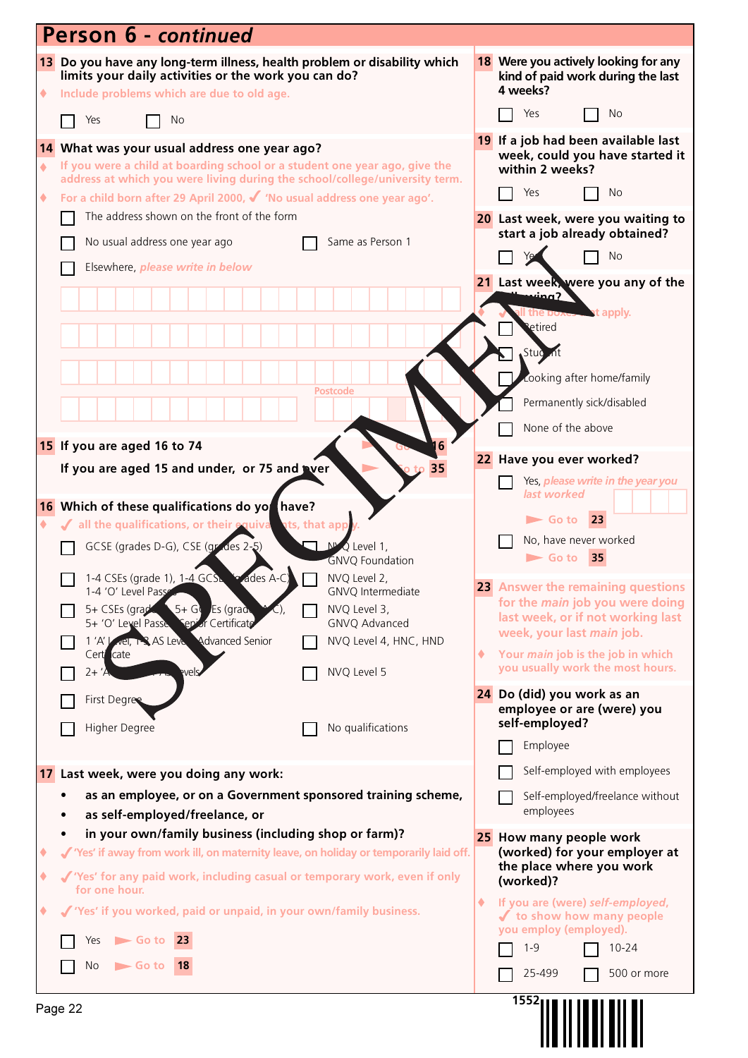# Person 6 - *continued*

**13 Do you have any long-term illness, health problem or disability which limits your daily activities or the work you can do?**

- Include problems which are due to old age.

☐ Yes ☐ No

**14 What was your usual address one year ago?**

- If you were a child at boarding school or a student one year ago, give the address at which you were living during the school/college/university term.
- For a child born after 29 April 2000, ✓ 'No usual address one year ago'.

☐ The address shown on the front of the form

☐ No usual address one year ago ☐ Same as Person 1

☐ Elsewhere, *please write in below*

Postcode

**15 If you are aged 16 to 74** ► Go to **16**

**If you are aged 15 and under, or 75 and over** ► Go to **35**

**16 Which of these qualifications do you have?**

- ✓ all the qualifications, or their equivalents, that apply.

☐ GCSE (grades D-G), CSE (grades 2-5)

☐ 1-4 CSEs (grade 1), 1-4 GCSEs (grades A-C), 1-4 'O' Level Passes

☐ 5+ CSEs (grade 1), 5+ GCSEs (grades A-C), 5+ 'O' Level Passes, Senior Certificate

☐ 1 'A' Level, 1-3 AS Levels, Advanced Senior Certificate

☐ 2+ 'A' Levels, 4+ AS Levels

☐ First Degree

☐ Higher Degree

☐ NVQ Level 1, GNVQ Foundation

☐ NVQ Level 2, GNVQ Intermediate

☐ NVQ Level 3, GNVQ Advanced

☐ NVQ Level 4, HNC, HND

☐ NVQ Level 5

☐ No qualifications

**17 Last week, were you doing any work:**

- **as an employee, or on a Government sponsored training scheme,**
- **as self-employed/freelance, or**
- **in your own/family business (including shop or farm)?**

- ✓ 'Yes' if away from work ill, on maternity leave, on holiday or temporarily laid off.
- ✓ 'Yes' for any paid work, including casual or temporary work, even if only for one hour.
- ✓ 'Yes' if you worked, paid or unpaid, in your own/family business.

☐ Yes ► Go to **23**

☐ No ► Go to **18**

**18 Were you actively looking for any kind of paid work during the last 4 weeks?**

☐ Yes ☐ No

**19 If a job had been available last week, could you have started it within 2 weeks?**

☐ Yes ☐ No

**20 Last week, were you waiting to start a job already obtained?**

☐ Yes ☐ No

**21 Last week, were you any of the following?**

- ✓ all the boxes that apply.

☐ Retired

☐ Student

☐ Looking after home/family

☐ Permanently sick/disabled

☐ None of the above

**22 Have you ever worked?**

☐ Yes, *please write in the year you last worked*

► Go to **23**

☐ No, have never worked

► Go to **35**

**23 Answer the remaining questions for the *main* job you were doing last week, or if not working last week, your last *main* job.**

- Your *main* job is the job in which you usually work the most hours.

**24 Do (did) you work as an employee or are (were) you self-employed?**

☐ Employee

☐ Self-employed with employees

☐ Self-employed/freelance without employees

**25 How many people work (worked) for your employer at the place where you work (worked)?**

- If you are (were) *self-employed*, ✓ to show how many people you employ (employed).

☐ 1-9 ☐ 10-24

☐ 25-499 ☐ 500 or more

1552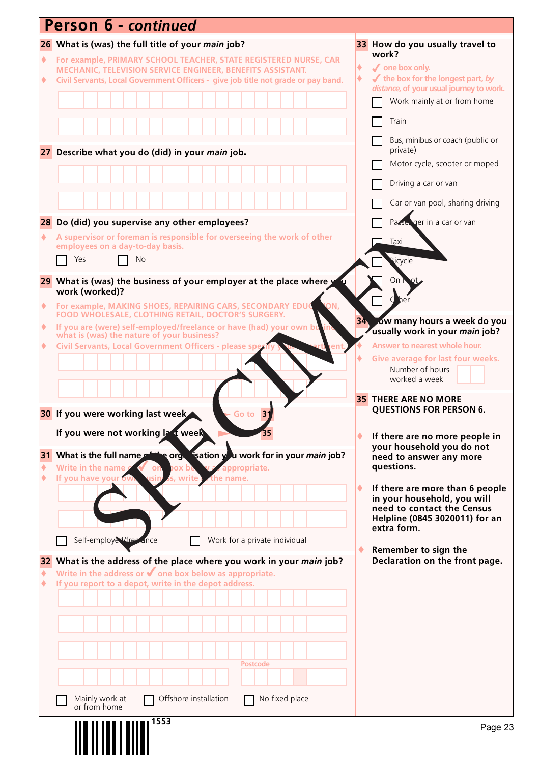# Person 6 - *continued*

**26 What is (was) the full title of your *main* job?**

- For example, PRIMARY SCHOOL TEACHER, STATE REGISTERED NURSE, CAR MECHANIC, TELEVISION SERVICE ENGINEER, BENEFITS ASSISTANT.
- Civil Servants, Local Government Officers - give job title not grade or pay band.

**27 Describe what you do (did) in your *main* job.**

**28 Do (did) you supervise any other employees?**

- A supervisor or foreman is responsible for overseeing the work of other employees on a day-to-day basis.

☐ Yes ☐ No

**29 What is (was) the business of your employer at the place where you work (worked)?**

- For example, MAKING SHOES, REPAIRING CARS, SECONDARY EDUCATION, FOOD WHOLESALE, CLOTHING RETAIL, DOCTOR'S SURGERY.
- If you are (were) self-employed/freelance or have (had) your own business, what is (was) the nature of your business?
- Civil Servants, Local Government Officers - please specify your department.

**30 If you were working last week** → Go to **31**

**If you were not working last week** → Go to **35**

**31 What is the full name of the organisation you work for in your *main* job?**

- Write in the name or ✓ one box below as appropriate.
- If you have your own business, write in the name.

☐ Self-employed/freelance ☐ Work for a private individual

**32 What is the address of the place where you work in your *main* job?**

- Write in the address or ✓ one box below as appropriate.
- If you report to a depot, write in the depot address.

Postcode

☐ Mainly work at or from home ☐ Offshore installation ☐ No fixed place

**33 How do you usually travel to work?**

- ✓ one box only.
- ✓ the box for the longest part, *by distance*, of your usual journey to work.

☐ Work mainly at or from home
☐ Train
☐ Bus, minibus or coach (public or private)
☐ Motor cycle, scooter or moped
☐ Driving a car or van
☐ Car or van pool, sharing driving
☐ Passenger in a car or van
☐ Taxi
☐ Bicycle
☐ On foot
☐ Other

**34 How many hours a week do you usually work in your *main* job?**

- Answer to nearest whole hour.
- Give average for last four weeks.

Number of hours worked a week

**35 THERE ARE NO MORE QUESTIONS FOR PERSON 6.**

- **If there are no more people in your household you do not need to answer any more questions.**
- **If there are more than 6 people in your household, you will need to contact the Census Helpline (0845 3020011) for an extra form.**
- **Remember to sign the Declaration on the front page.**

1553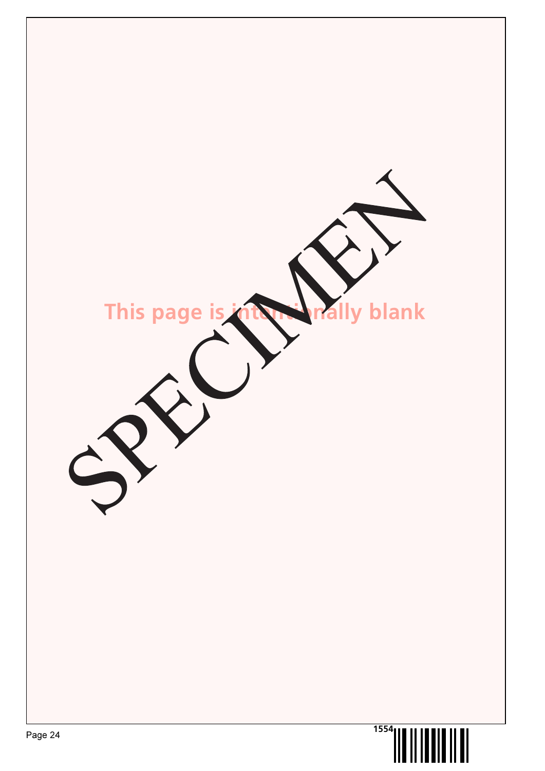This page is intentionally blank

SPECIMEN